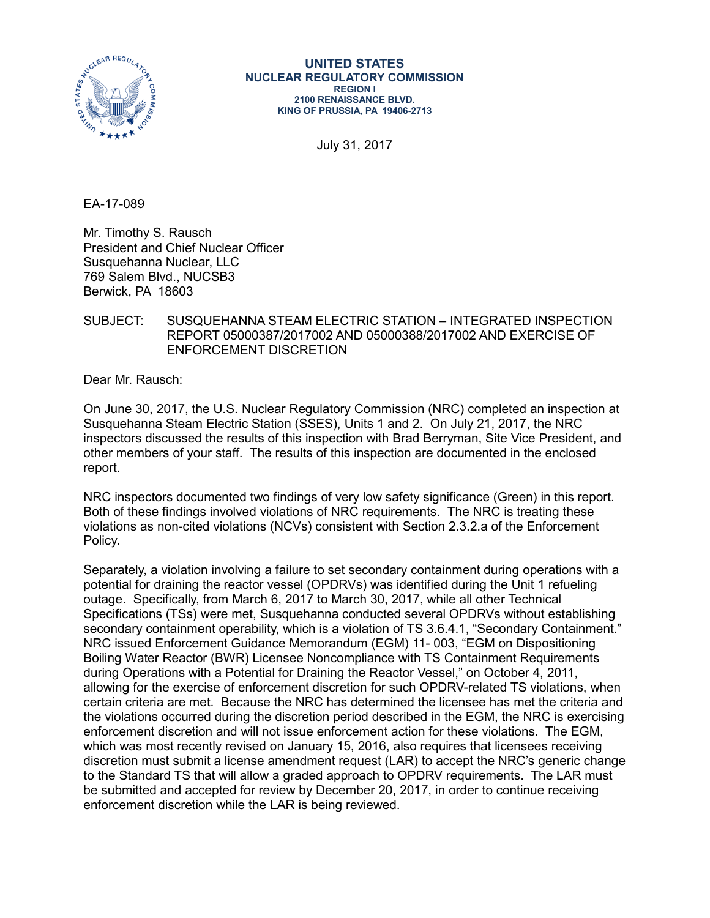**UNITED STATES**
**NUCLEAR REGULATORY COMMISSION**
**REGION I**
**2100 RENAISSANCE BLVD.**
**KING OF PRUSSIA, PA 19406-2713**

July 31, 2017

EA-17-089

Mr. Timothy S. Rausch
President and Chief Nuclear Officer
Susquehanna Nuclear, LLC
769 Salem Blvd., NUCSB3
Berwick, PA 18603

SUBJECT: SUSQUEHANNA STEAM ELECTRIC STATION – INTEGRATED INSPECTION REPORT 05000387/2017002 AND 05000388/2017002 AND EXERCISE OF ENFORCEMENT DISCRETION

Dear Mr. Rausch:

On June 30, 2017, the U.S. Nuclear Regulatory Commission (NRC) completed an inspection at Susquehanna Steam Electric Station (SSES), Units 1 and 2. On July 21, 2017, the NRC inspectors discussed the results of this inspection with Brad Berryman, Site Vice President, and other members of your staff. The results of this inspection are documented in the enclosed report.

NRC inspectors documented two findings of very low safety significance (Green) in this report. Both of these findings involved violations of NRC requirements. The NRC is treating these violations as non-cited violations (NCVs) consistent with Section 2.3.2.a of the Enforcement Policy.

Separately, a violation involving a failure to set secondary containment during operations with a potential for draining the reactor vessel (OPDRVs) was identified during the Unit 1 refueling outage. Specifically, from March 6, 2017 to March 30, 2017, while all other Technical Specifications (TSs) were met, Susquehanna conducted several OPDRVs without establishing secondary containment operability, which is a violation of TS 3.6.4.1, "Secondary Containment." NRC issued Enforcement Guidance Memorandum (EGM) 11- 003, "EGM on Dispositioning Boiling Water Reactor (BWR) Licensee Noncompliance with TS Containment Requirements during Operations with a Potential for Draining the Reactor Vessel," on October 4, 2011, allowing for the exercise of enforcement discretion for such OPDRV-related TS violations, when certain criteria are met. Because the NRC has determined the licensee has met the criteria and the violations occurred during the discretion period described in the EGM, the NRC is exercising enforcement discretion and will not issue enforcement action for these violations. The EGM, which was most recently revised on January 15, 2016, also requires that licensees receiving discretion must submit a license amendment request (LAR) to accept the NRC's generic change to the Standard TS that will allow a graded approach to OPDRV requirements. The LAR must be submitted and accepted for review by December 20, 2017, in order to continue receiving enforcement discretion while the LAR is being reviewed.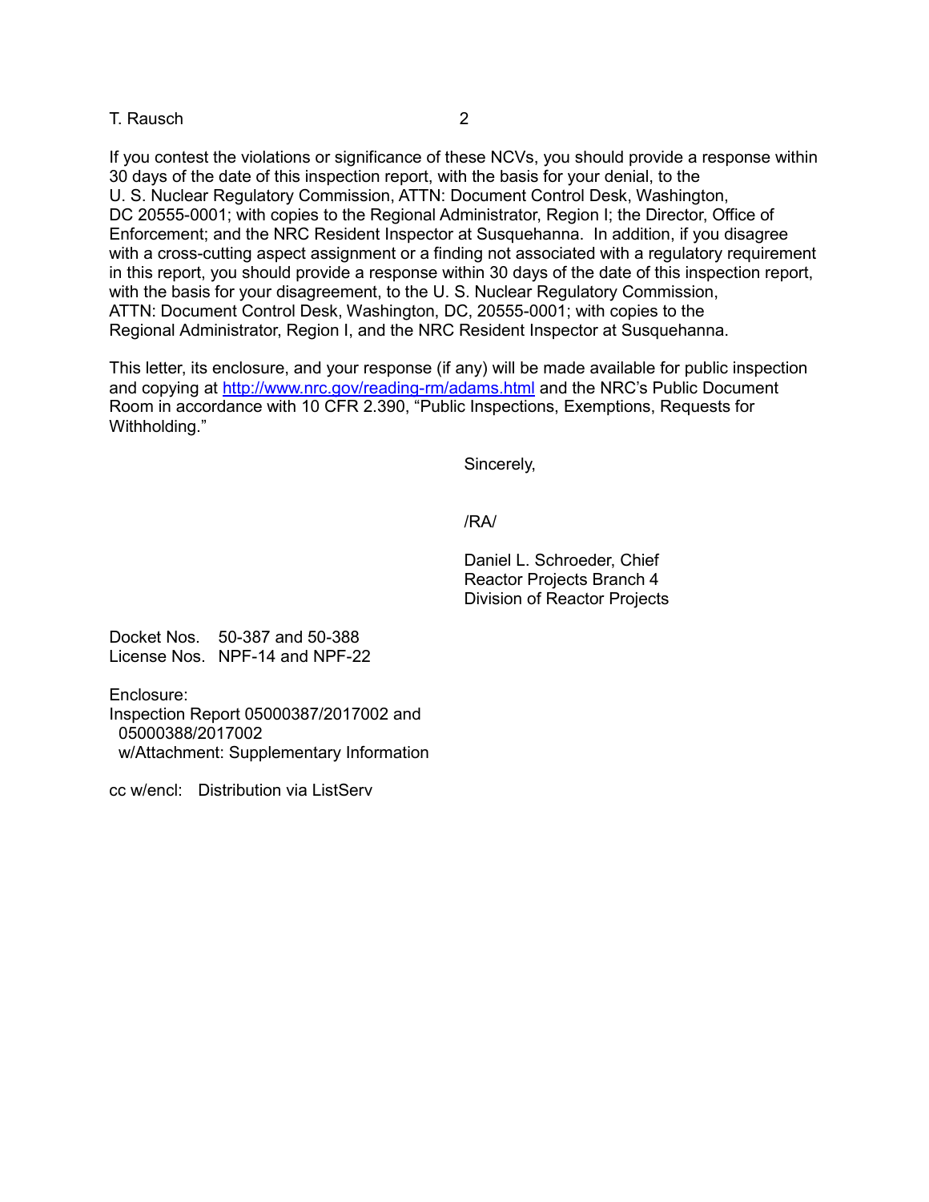If you contest the violations or significance of these NCVs, you should provide a response within 30 days of the date of this inspection report, with the basis for your denial, to the U. S. Nuclear Regulatory Commission, ATTN: Document Control Desk, Washington, DC 20555-0001; with copies to the Regional Administrator, Region I; the Director, Office of Enforcement; and the NRC Resident Inspector at Susquehanna. In addition, if you disagree with a cross-cutting aspect assignment or a finding not associated with a regulatory requirement in this report, you should provide a response within 30 days of the date of this inspection report, with the basis for your disagreement, to the U. S. Nuclear Regulatory Commission, ATTN: Document Control Desk, Washington, DC, 20555-0001; with copies to the Regional Administrator, Region I, and the NRC Resident Inspector at Susquehanna.

This letter, its enclosure, and your response (if any) will be made available for public inspection and copying at http://www.nrc.gov/reading-rm/adams.html and the NRC's Public Document Room in accordance with 10 CFR 2.390, "Public Inspections, Exemptions, Requests for Withholding."

Sincerely,

/RA/

Daniel L. Schroeder, Chief
Reactor Projects Branch 4
Division of Reactor Projects

Docket Nos. 50-387 and 50-388
License Nos. NPF-14 and NPF-22

Enclosure:
Inspection Report 05000387/2017002 and
05000388/2017002
w/Attachment: Supplementary Information

cc w/encl: Distribution via ListServ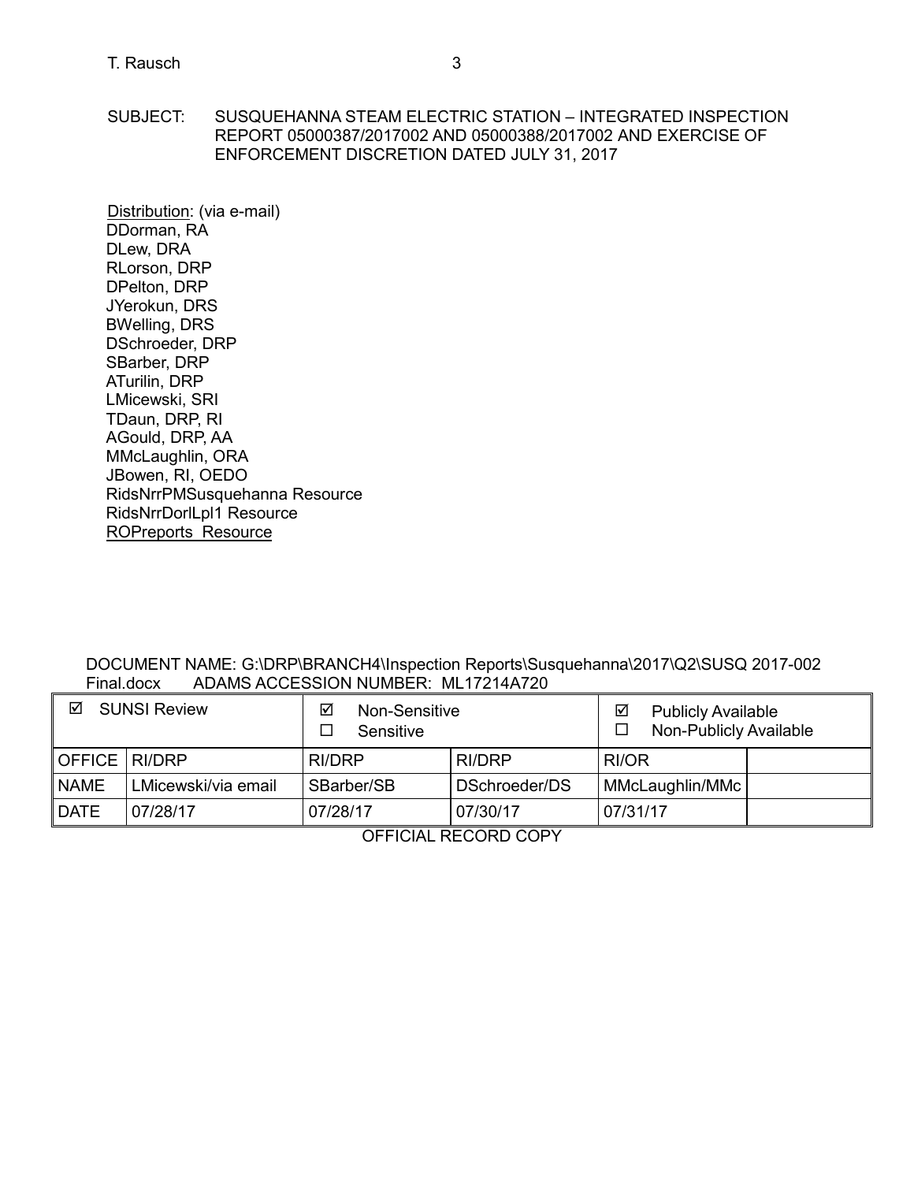SUBJECT: SUSQUEHANNA STEAM ELECTRIC STATION – INTEGRATED INSPECTION REPORT 05000387/2017002 AND 05000388/2017002 AND EXERCISE OF ENFORCEMENT DISCRETION DATED JULY 31, 2017

Distribution: (via e-mail)
DDorman, RA
DLew, DRA
RLorson, DRP
DPelton, DRP
JYerokun, DRS
BWelling, DRS
DSchroeder, DRP
SBarber, DRP
ATurilin, DRP
LMicewski, SRI
TDaun, DRP, RI
AGould, DRP, AA
MMcLaughlin, ORA
JBowen, RI, OEDO
RidsNrrPMSusquehanna Resource
RidsNrrDorlLpl1 Resource
ROPreports Resource

DOCUMENT NAME: G:\DRP\BRANCH4\Inspection Reports\Susquehanna\2017\Q2\SUSQ 2017-002 Final.docx ADAMS ACCESSION NUMBER: ML17214A720

| ☑ SUNSI Review | | ☑ Non-Sensitive ☐ Sensitive | | ☑ Publicly Available ☐ Non-Publicly Available | |
|---|---|---|---|---|---|
| OFFICE | RI/DRP | RI/DRP | RI/DRP | RI/OR | |
| NAME | LMicewski/via email | SBarber/SB | DSchroeder/DS | MMcLaughlin/MMc | |
| DATE | 07/28/17 | 07/28/17 | 07/30/17 | 07/31/17 | |

OFFICIAL RECORD COPY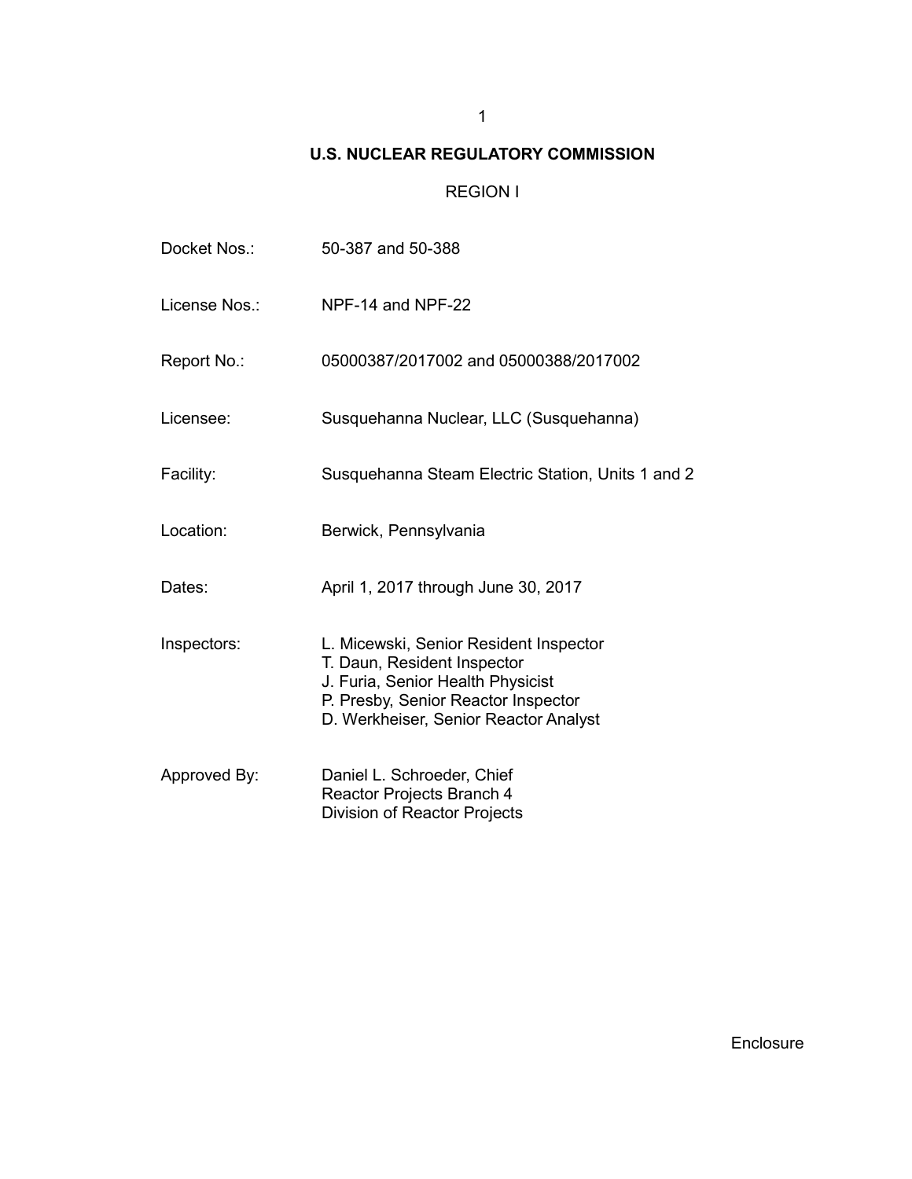# U.S. NUCLEAR REGULATORY COMMISSION

## REGION I

| | |
|---|---|
| Docket Nos.: | 50-387 and 50-388 |
| License Nos.: | NPF-14 and NPF-22 |
| Report No.: | 05000387/2017002 and 05000388/2017002 |
| Licensee: | Susquehanna Nuclear, LLC (Susquehanna) |
| Facility: | Susquehanna Steam Electric Station, Units 1 and 2 |
| Location: | Berwick, Pennsylvania |
| Dates: | April 1, 2017 through June 30, 2017 |
| Inspectors: | L. Micewski, Senior Resident Inspector<br>T. Daun, Resident Inspector<br>J. Furia, Senior Health Physicist<br>P. Presby, Senior Reactor Inspector<br>D. Werkheiser, Senior Reactor Analyst |
| Approved By: | Daniel L. Schroeder, Chief<br>Reactor Projects Branch 4<br>Division of Reactor Projects |

Enclosure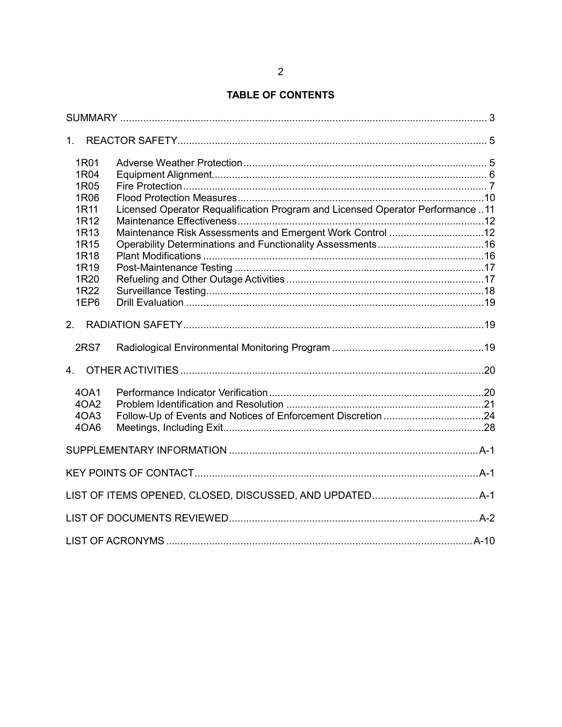## TABLE OF CONTENTS

| | | |
|---|---|---|
| SUMMARY | | 3 |
| 1. REACTOR SAFETY | | 5 |
| 1R01 | Adverse Weather Protection | 5 |
| 1R04 | Equipment Alignment | 6 |
| 1R05 | Fire Protection | 7 |
| 1R06 | Flood Protection Measures | 10 |
| 1R11 | Licensed Operator Requalification Program and Licensed Operator Performance | 11 |
| 1R12 | Maintenance Effectiveness | 12 |
| 1R13 | Maintenance Risk Assessments and Emergent Work Control | 12 |
| 1R15 | Operability Determinations and Functionality Assessments | 16 |
| 1R18 | Plant Modifications | 16 |
| 1R19 | Post-Maintenance Testing | 17 |
| 1R20 | Refueling and Other Outage Activities | 17 |
| 1R22 | Surveillance Testing | 18 |
| 1EP6 | Drill Evaluation | 19 |
| 2. RADIATION SAFETY | | 19 |
| 2RS7 | Radiological Environmental Monitoring Program | 19 |
| 4. OTHER ACTIVITIES | | 20 |
| 4OA1 | Performance Indicator Verification | 20 |
| 4OA2 | Problem Identification and Resolution | 21 |
| 4OA3 | Follow-Up of Events and Notices of Enforcement Discretion | 24 |
| 4OA6 | Meetings, Including Exit | 28 |
| SUPPLEMENTARY INFORMATION | | A-1 |
| KEY POINTS OF CONTACT | | A-1 |
| LIST OF ITEMS OPENED, CLOSED, DISCUSSED, AND UPDATED | | A-1 |
| LIST OF DOCUMENTS REVIEWED | | A-2 |
| LIST OF ACRONYMS | | A-10 |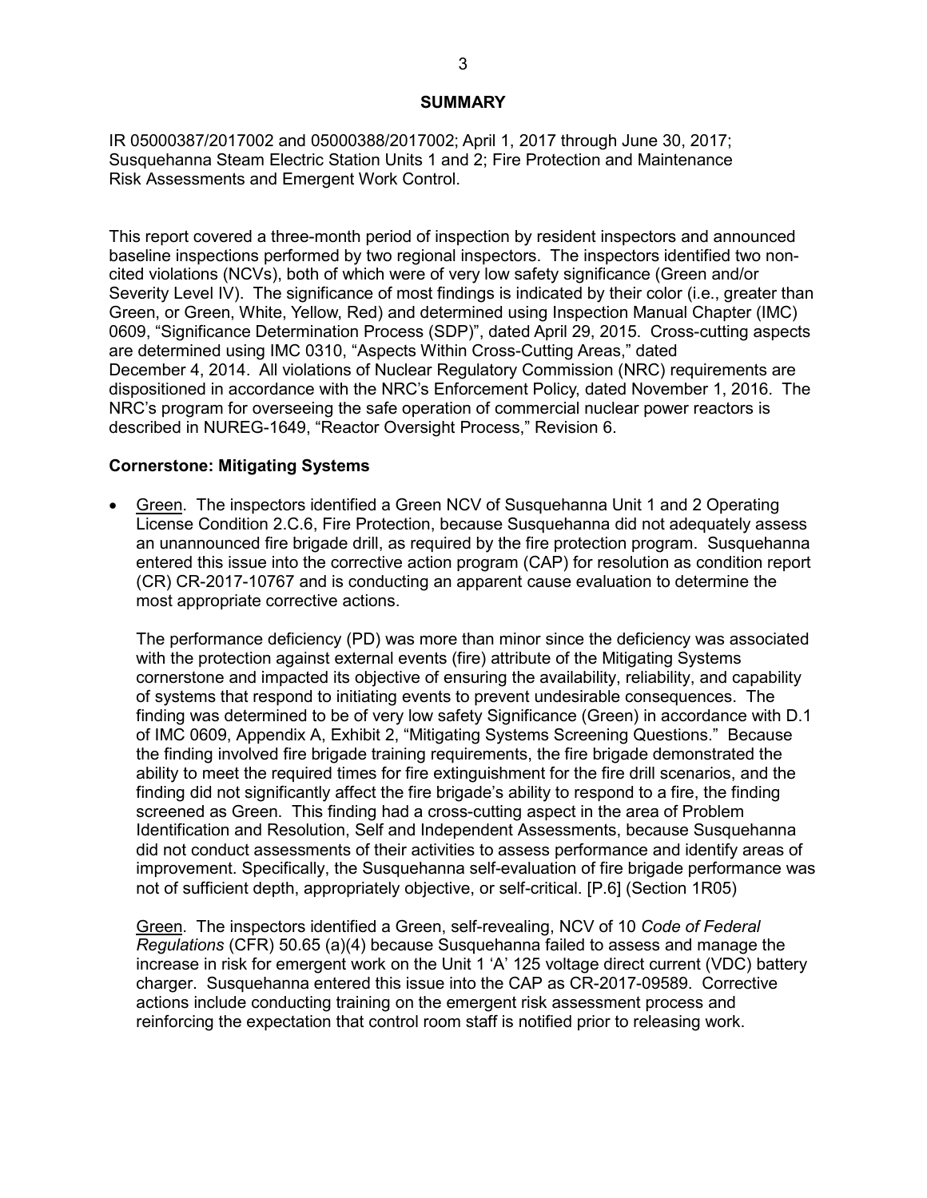## SUMMARY

IR 05000387/2017002 and 05000388/2017002; April 1, 2017 through June 30, 2017; Susquehanna Steam Electric Station Units 1 and 2; Fire Protection and Maintenance Risk Assessments and Emergent Work Control.

This report covered a three-month period of inspection by resident inspectors and announced baseline inspections performed by two regional inspectors. The inspectors identified two non-cited violations (NCVs), both of which were of very low safety significance (Green and/or Severity Level IV). The significance of most findings is indicated by their color (i.e., greater than Green, or Green, White, Yellow, Red) and determined using Inspection Manual Chapter (IMC) 0609, "Significance Determination Process (SDP)", dated April 29, 2015. Cross-cutting aspects are determined using IMC 0310, "Aspects Within Cross-Cutting Areas," dated December 4, 2014. All violations of Nuclear Regulatory Commission (NRC) requirements are dispositioned in accordance with the NRC's Enforcement Policy, dated November 1, 2016. The NRC's program for overseeing the safe operation of commercial nuclear power reactors is described in NUREG-1649, "Reactor Oversight Process," Revision 6.

**Cornerstone: Mitigating Systems**

- Green. The inspectors identified a Green NCV of Susquehanna Unit 1 and 2 Operating License Condition 2.C.6, Fire Protection, because Susquehanna did not adequately assess an unannounced fire brigade drill, as required by the fire protection program. Susquehanna entered this issue into the corrective action program (CAP) for resolution as condition report (CR) CR-2017-10767 and is conducting an apparent cause evaluation to determine the most appropriate corrective actions.

  The performance deficiency (PD) was more than minor since the deficiency was associated with the protection against external events (fire) attribute of the Mitigating Systems cornerstone and impacted its objective of ensuring the availability, reliability, and capability of systems that respond to initiating events to prevent undesirable consequences. The finding was determined to be of very low safety Significance (Green) in accordance with D.1 of IMC 0609, Appendix A, Exhibit 2, "Mitigating Systems Screening Questions." Because the finding involved fire brigade training requirements, the fire brigade demonstrated the ability to meet the required times for fire extinguishment for the fire drill scenarios, and the finding did not significantly affect the fire brigade's ability to respond to a fire, the finding screened as Green. This finding had a cross-cutting aspect in the area of Problem Identification and Resolution, Self and Independent Assessments, because Susquehanna did not conduct assessments of their activities to assess performance and identify areas of improvement. Specifically, the Susquehanna self-evaluation of fire brigade performance was not of sufficient depth, appropriately objective, or self-critical. [P.6] (Section 1R05)

  Green. The inspectors identified a Green, self-revealing, NCV of 10 *Code of Federal Regulations* (CFR) 50.65 (a)(4) because Susquehanna failed to assess and manage the increase in risk for emergent work on the Unit 1 'A' 125 voltage direct current (VDC) battery charger. Susquehanna entered this issue into the CAP as CR-2017-09589. Corrective actions include conducting training on the emergent risk assessment process and reinforcing the expectation that control room staff is notified prior to releasing work.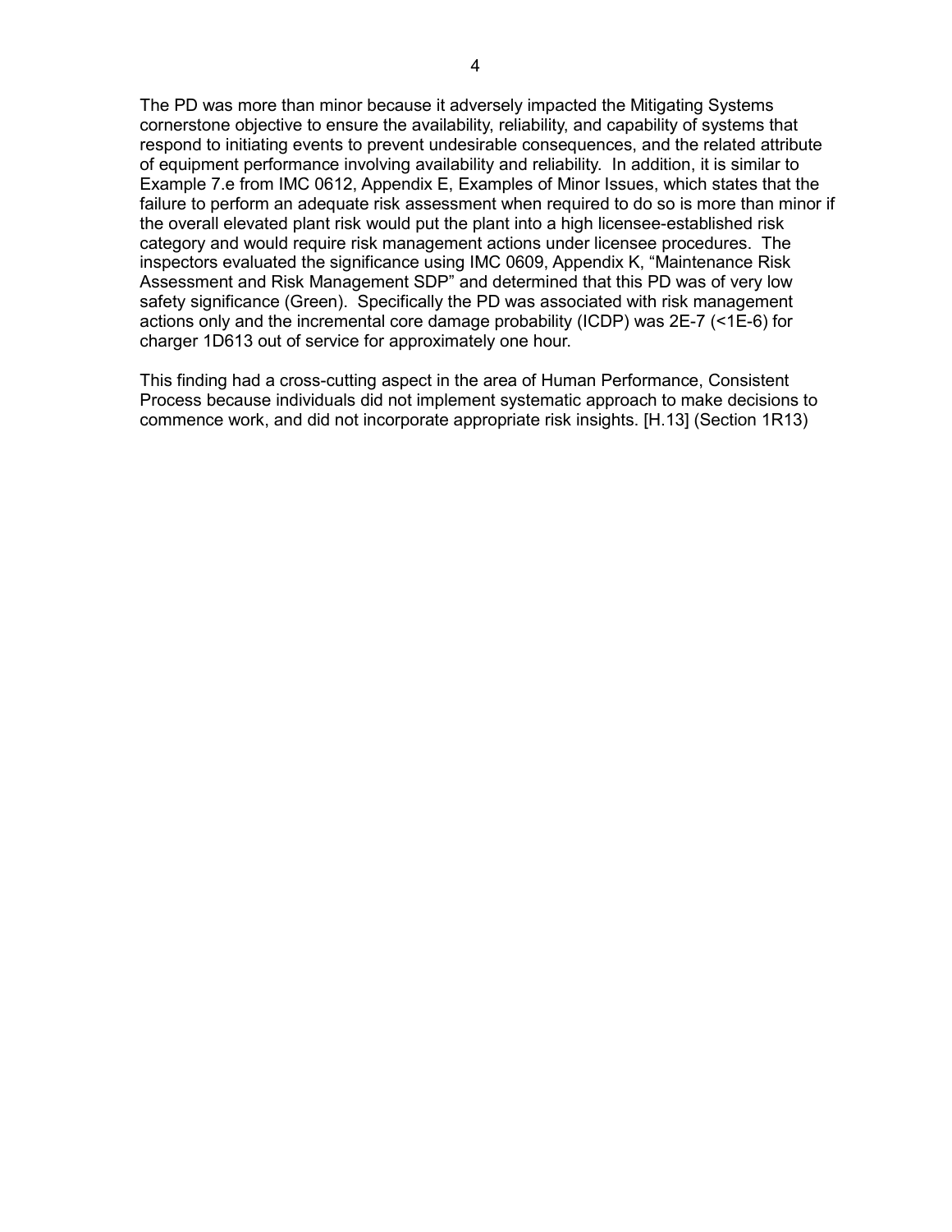The PD was more than minor because it adversely impacted the Mitigating Systems cornerstone objective to ensure the availability, reliability, and capability of systems that respond to initiating events to prevent undesirable consequences, and the related attribute of equipment performance involving availability and reliability. In addition, it is similar to Example 7.e from IMC 0612, Appendix E, Examples of Minor Issues, which states that the failure to perform an adequate risk assessment when required to do so is more than minor if the overall elevated plant risk would put the plant into a high licensee-established risk category and would require risk management actions under licensee procedures. The inspectors evaluated the significance using IMC 0609, Appendix K, "Maintenance Risk Assessment and Risk Management SDP" and determined that this PD was of very low safety significance (Green). Specifically the PD was associated with risk management actions only and the incremental core damage probability (ICDP) was 2E-7 (<1E-6) for charger 1D613 out of service for approximately one hour.

This finding had a cross-cutting aspect in the area of Human Performance, Consistent Process because individuals did not implement systematic approach to make decisions to commence work, and did not incorporate appropriate risk insights. [H.13] (Section 1R13)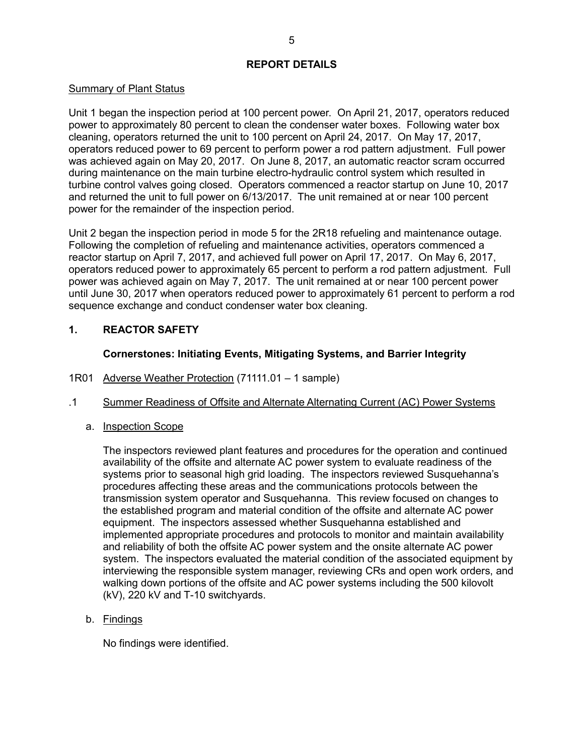## REPORT DETAILS

Summary of Plant Status

Unit 1 began the inspection period at 100 percent power. On April 21, 2017, operators reduced power to approximately 80 percent to clean the condenser water boxes. Following water box cleaning, operators returned the unit to 100 percent on April 24, 2017. On May 17, 2017, operators reduced power to 69 percent to perform power a rod pattern adjustment. Full power was achieved again on May 20, 2017. On June 8, 2017, an automatic reactor scram occurred during maintenance on the main turbine electro-hydraulic control system which resulted in turbine control valves going closed. Operators commenced a reactor startup on June 10, 2017 and returned the unit to full power on 6/13/2017. The unit remained at or near 100 percent power for the remainder of the inspection period.

Unit 2 began the inspection period in mode 5 for the 2R18 refueling and maintenance outage. Following the completion of refueling and maintenance activities, operators commenced a reactor startup on April 7, 2017, and achieved full power on April 17, 2017. On May 6, 2017, operators reduced power to approximately 65 percent to perform a rod pattern adjustment. Full power was achieved again on May 7, 2017. The unit remained at or near 100 percent power until June 30, 2017 when operators reduced power to approximately 61 percent to perform a rod sequence exchange and conduct condenser water box cleaning.

## 1. REACTOR SAFETY

### Cornerstones: Initiating Events, Mitigating Systems, and Barrier Integrity

1R01 Adverse Weather Protection (71111.01 – 1 sample)

.1 Summer Readiness of Offsite and Alternate Alternating Current (AC) Power Systems

a. Inspection Scope

The inspectors reviewed plant features and procedures for the operation and continued availability of the offsite and alternate AC power system to evaluate readiness of the systems prior to seasonal high grid loading. The inspectors reviewed Susquehanna's procedures affecting these areas and the communications protocols between the transmission system operator and Susquehanna. This review focused on changes to the established program and material condition of the offsite and alternate AC power equipment. The inspectors assessed whether Susquehanna established and implemented appropriate procedures and protocols to monitor and maintain availability and reliability of both the offsite AC power system and the onsite alternate AC power system. The inspectors evaluated the material condition of the associated equipment by interviewing the responsible system manager, reviewing CRs and open work orders, and walking down portions of the offsite and AC power systems including the 500 kilovolt (kV), 220 kV and T-10 switchyards.

b. Findings

No findings were identified.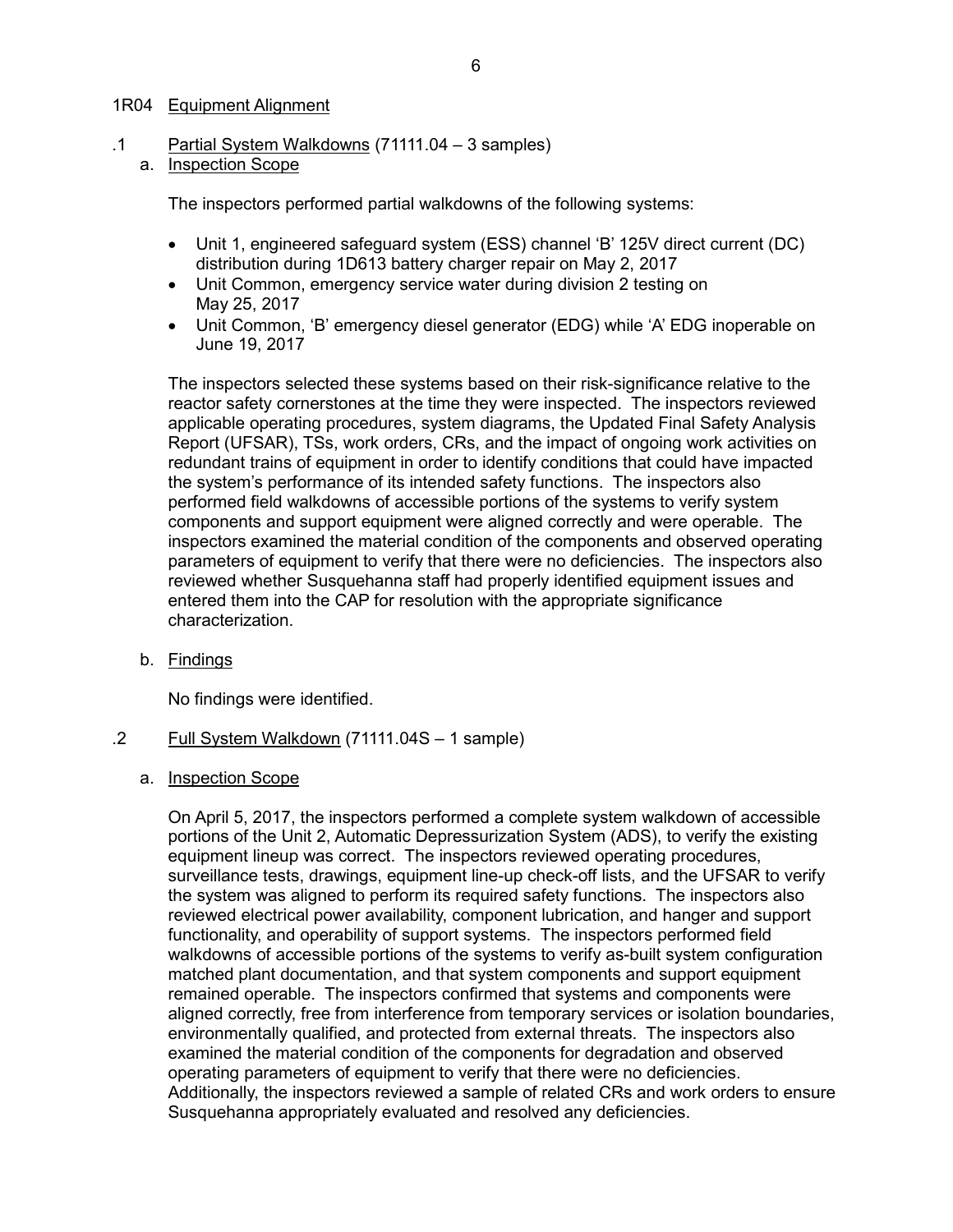## 1R04 Equipment Alignment

### .1 Partial System Walkdowns (71111.04 – 3 samples)

a. Inspection Scope

The inspectors performed partial walkdowns of the following systems:

- Unit 1, engineered safeguard system (ESS) channel 'B' 125V direct current (DC) distribution during 1D613 battery charger repair on May 2, 2017
- Unit Common, emergency service water during division 2 testing on May 25, 2017
- Unit Common, 'B' emergency diesel generator (EDG) while 'A' EDG inoperable on June 19, 2017

The inspectors selected these systems based on their risk-significance relative to the reactor safety cornerstones at the time they were inspected. The inspectors reviewed applicable operating procedures, system diagrams, the Updated Final Safety Analysis Report (UFSAR), TSs, work orders, CRs, and the impact of ongoing work activities on redundant trains of equipment in order to identify conditions that could have impacted the system's performance of its intended safety functions. The inspectors also performed field walkdowns of accessible portions of the systems to verify system components and support equipment were aligned correctly and were operable. The inspectors examined the material condition of the components and observed operating parameters of equipment to verify that there were no deficiencies. The inspectors also reviewed whether Susquehanna staff had properly identified equipment issues and entered them into the CAP for resolution with the appropriate significance characterization.

b. Findings

No findings were identified.

### .2 Full System Walkdown (71111.04S – 1 sample)

a. Inspection Scope

On April 5, 2017, the inspectors performed a complete system walkdown of accessible portions of the Unit 2, Automatic Depressurization System (ADS), to verify the existing equipment lineup was correct. The inspectors reviewed operating procedures, surveillance tests, drawings, equipment line-up check-off lists, and the UFSAR to verify the system was aligned to perform its required safety functions. The inspectors also reviewed electrical power availability, component lubrication, and hanger and support functionality, and operability of support systems. The inspectors performed field walkdowns of accessible portions of the systems to verify as-built system configuration matched plant documentation, and that system components and support equipment remained operable. The inspectors confirmed that systems and components were aligned correctly, free from interference from temporary services or isolation boundaries, environmentally qualified, and protected from external threats. The inspectors also examined the material condition of the components for degradation and observed operating parameters of equipment to verify that there were no deficiencies. Additionally, the inspectors reviewed a sample of related CRs and work orders to ensure Susquehanna appropriately evaluated and resolved any deficiencies.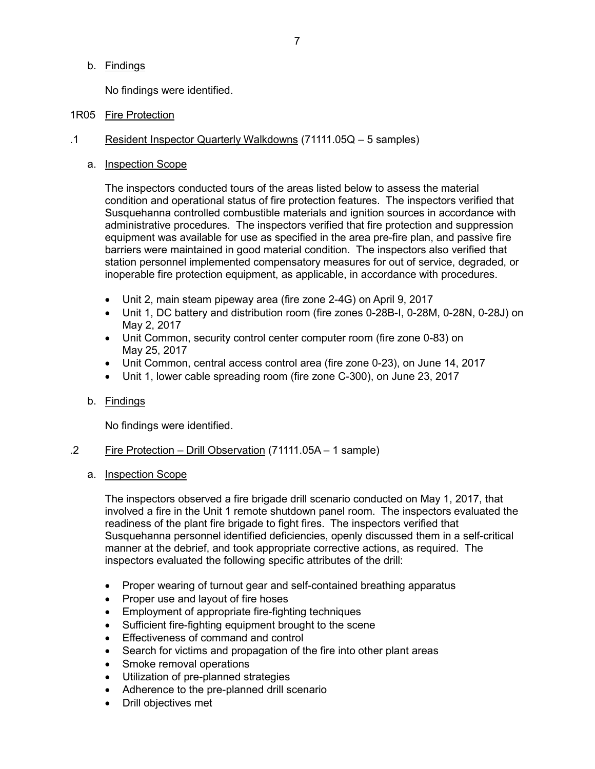b. Findings

No findings were identified.

1R05 Fire Protection

.1 Resident Inspector Quarterly Walkdowns (71111.05Q – 5 samples)

a. Inspection Scope

The inspectors conducted tours of the areas listed below to assess the material condition and operational status of fire protection features. The inspectors verified that Susquehanna controlled combustible materials and ignition sources in accordance with administrative procedures. The inspectors verified that fire protection and suppression equipment was available for use as specified in the area pre-fire plan, and passive fire barriers were maintained in good material condition. The inspectors also verified that station personnel implemented compensatory measures for out of service, degraded, or inoperable fire protection equipment, as applicable, in accordance with procedures.

- Unit 2, main steam pipeway area (fire zone 2-4G) on April 9, 2017
- Unit 1, DC battery and distribution room (fire zones 0-28B-I, 0-28M, 0-28N, 0-28J) on May 2, 2017
- Unit Common, security control center computer room (fire zone 0-83) on May 25, 2017
- Unit Common, central access control area (fire zone 0-23), on June 14, 2017
- Unit 1, lower cable spreading room (fire zone C-300), on June 23, 2017

b. Findings

No findings were identified.

.2 Fire Protection – Drill Observation (71111.05A – 1 sample)

a. Inspection Scope

The inspectors observed a fire brigade drill scenario conducted on May 1, 2017, that involved a fire in the Unit 1 remote shutdown panel room. The inspectors evaluated the readiness of the plant fire brigade to fight fires. The inspectors verified that Susquehanna personnel identified deficiencies, openly discussed them in a self-critical manner at the debrief, and took appropriate corrective actions, as required. The inspectors evaluated the following specific attributes of the drill:

- Proper wearing of turnout gear and self-contained breathing apparatus
- Proper use and layout of fire hoses
- Employment of appropriate fire-fighting techniques
- Sufficient fire-fighting equipment brought to the scene
- Effectiveness of command and control
- Search for victims and propagation of the fire into other plant areas
- Smoke removal operations
- Utilization of pre-planned strategies
- Adherence to the pre-planned drill scenario
- Drill objectives met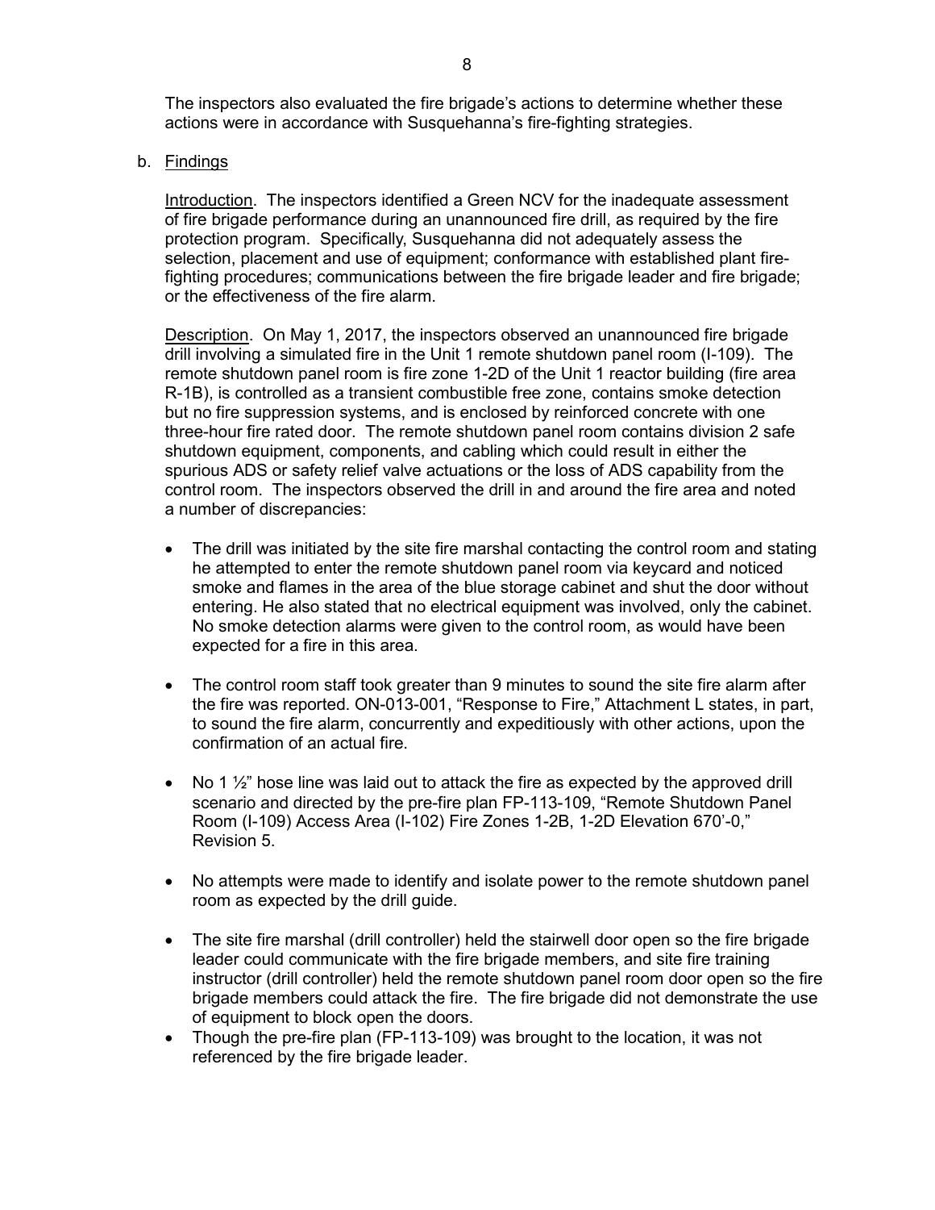The inspectors also evaluated the fire brigade's actions to determine whether these actions were in accordance with Susquehanna's fire-fighting strategies.

b. Findings

Introduction. The inspectors identified a Green NCV for the inadequate assessment of fire brigade performance during an unannounced fire drill, as required by the fire protection program. Specifically, Susquehanna did not adequately assess the selection, placement and use of equipment; conformance with established plant fire-fighting procedures; communications between the fire brigade leader and fire brigade; or the effectiveness of the fire alarm.

Description. On May 1, 2017, the inspectors observed an unannounced fire brigade drill involving a simulated fire in the Unit 1 remote shutdown panel room (I-109). The remote shutdown panel room is fire zone 1-2D of the Unit 1 reactor building (fire area R-1B), is controlled as a transient combustible free zone, contains smoke detection but no fire suppression systems, and is enclosed by reinforced concrete with one three-hour fire rated door. The remote shutdown panel room contains division 2 safe shutdown equipment, components, and cabling which could result in either the spurious ADS or safety relief valve actuations or the loss of ADS capability from the control room. The inspectors observed the drill in and around the fire area and noted a number of discrepancies:

- The drill was initiated by the site fire marshal contacting the control room and stating he attempted to enter the remote shutdown panel room via keycard and noticed smoke and flames in the area of the blue storage cabinet and shut the door without entering. He also stated that no electrical equipment was involved, only the cabinet. No smoke detection alarms were given to the control room, as would have been expected for a fire in this area.

- The control room staff took greater than 9 minutes to sound the site fire alarm after the fire was reported. ON-013-001, "Response to Fire," Attachment L states, in part, to sound the fire alarm, concurrently and expeditiously with other actions, upon the confirmation of an actual fire.

- No 1 ½" hose line was laid out to attack the fire as expected by the approved drill scenario and directed by the pre-fire plan FP-113-109, "Remote Shutdown Panel Room (I-109) Access Area (I-102) Fire Zones 1-2B, 1-2D Elevation 670'-0," Revision 5.

- No attempts were made to identify and isolate power to the remote shutdown panel room as expected by the drill guide.

- The site fire marshal (drill controller) held the stairwell door open so the fire brigade leader could communicate with the fire brigade members, and site fire training instructor (drill controller) held the remote shutdown panel room door open so the fire brigade members could attack the fire. The fire brigade did not demonstrate the use of equipment to block open the doors.
- Though the pre-fire plan (FP-113-109) was brought to the location, it was not referenced by the fire brigade leader.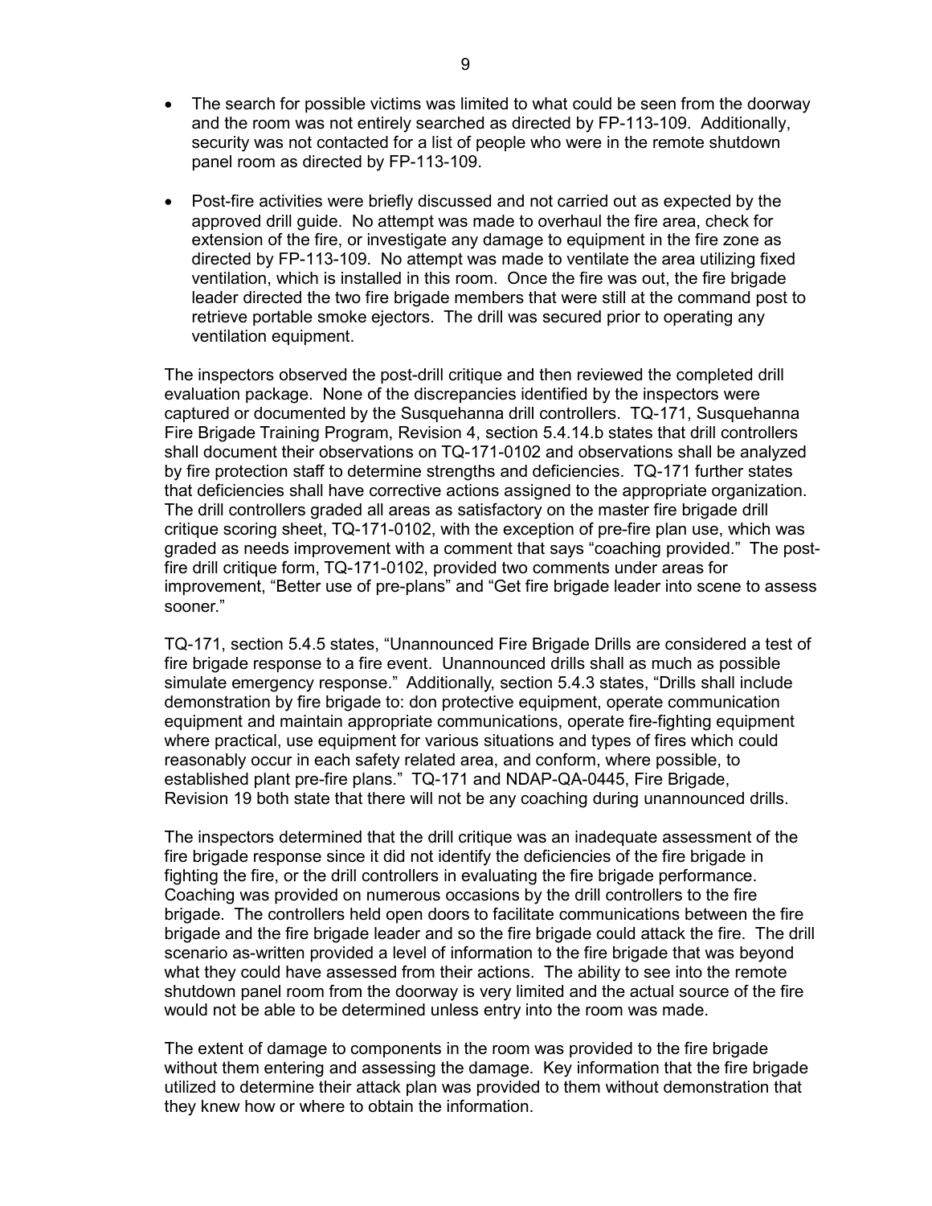- The search for possible victims was limited to what could be seen from the doorway and the room was not entirely searched as directed by FP-113-109. Additionally, security was not contacted for a list of people who were in the remote shutdown panel room as directed by FP-113-109.

- Post-fire activities were briefly discussed and not carried out as expected by the approved drill guide. No attempt was made to overhaul the fire area, check for extension of the fire, or investigate any damage to equipment in the fire zone as directed by FP-113-109. No attempt was made to ventilate the area utilizing fixed ventilation, which is installed in this room. Once the fire was out, the fire brigade leader directed the two fire brigade members that were still at the command post to retrieve portable smoke ejectors. The drill was secured prior to operating any ventilation equipment.

The inspectors observed the post-drill critique and then reviewed the completed drill evaluation package. None of the discrepancies identified by the inspectors were captured or documented by the Susquehanna drill controllers. TQ-171, Susquehanna Fire Brigade Training Program, Revision 4, section 5.4.14.b states that drill controllers shall document their observations on TQ-171-0102 and observations shall be analyzed by fire protection staff to determine strengths and deficiencies. TQ-171 further states that deficiencies shall have corrective actions assigned to the appropriate organization. The drill controllers graded all areas as satisfactory on the master fire brigade drill critique scoring sheet, TQ-171-0102, with the exception of pre-fire plan use, which was graded as needs improvement with a comment that says "coaching provided." The post-fire drill critique form, TQ-171-0102, provided two comments under areas for improvement, "Better use of pre-plans" and "Get fire brigade leader into scene to assess sooner."

TQ-171, section 5.4.5 states, "Unannounced Fire Brigade Drills are considered a test of fire brigade response to a fire event. Unannounced drills shall as much as possible simulate emergency response." Additionally, section 5.4.3 states, "Drills shall include demonstration by fire brigade to: don protective equipment, operate communication equipment and maintain appropriate communications, operate fire-fighting equipment where practical, use equipment for various situations and types of fires which could reasonably occur in each safety related area, and conform, where possible, to established plant pre-fire plans." TQ-171 and NDAP-QA-0445, Fire Brigade, Revision 19 both state that there will not be any coaching during unannounced drills.

The inspectors determined that the drill critique was an inadequate assessment of the fire brigade response since it did not identify the deficiencies of the fire brigade in fighting the fire, or the drill controllers in evaluating the fire brigade performance. Coaching was provided on numerous occasions by the drill controllers to the fire brigade. The controllers held open doors to facilitate communications between the fire brigade and the fire brigade leader and so the fire brigade could attack the fire. The drill scenario as-written provided a level of information to the fire brigade that was beyond what they could have assessed from their actions. The ability to see into the remote shutdown panel room from the doorway is very limited and the actual source of the fire would not be able to be determined unless entry into the room was made.

The extent of damage to components in the room was provided to the fire brigade without them entering and assessing the damage. Key information that the fire brigade utilized to determine their attack plan was provided to them without demonstration that they knew how or where to obtain the information.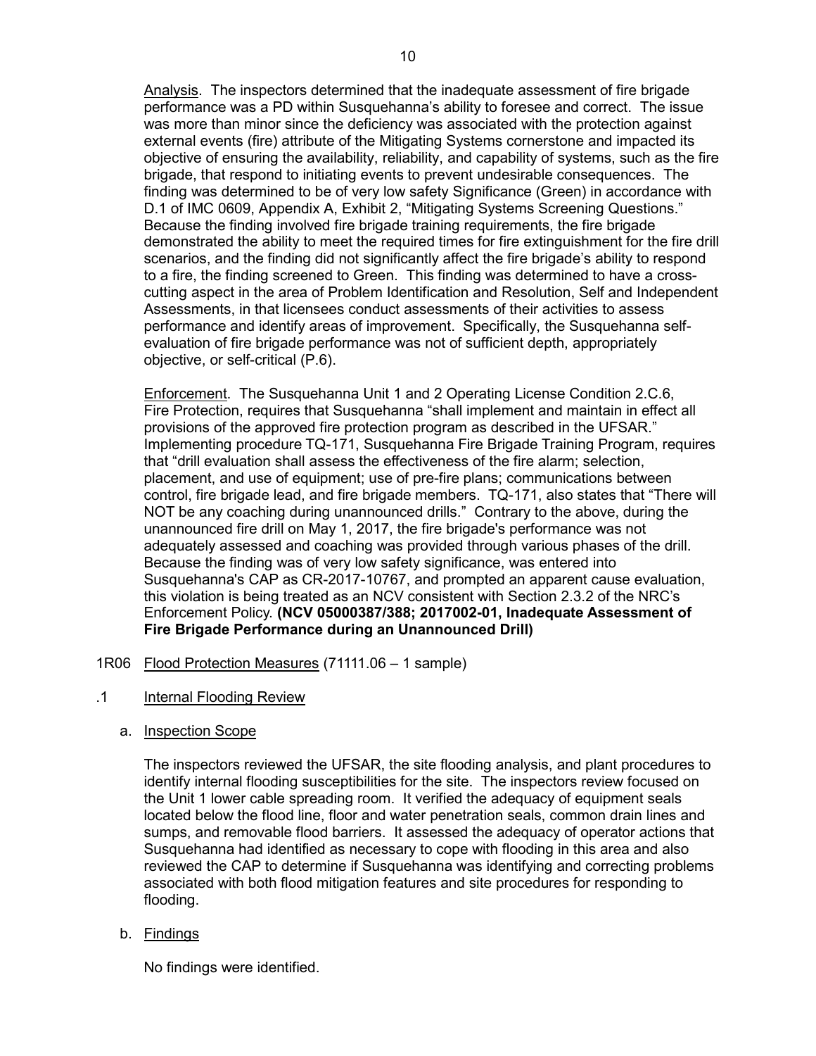Analysis. The inspectors determined that the inadequate assessment of fire brigade performance was a PD within Susquehanna's ability to foresee and correct. The issue was more than minor since the deficiency was associated with the protection against external events (fire) attribute of the Mitigating Systems cornerstone and impacted its objective of ensuring the availability, reliability, and capability of systems, such as the fire brigade, that respond to initiating events to prevent undesirable consequences. The finding was determined to be of very low safety Significance (Green) in accordance with D.1 of IMC 0609, Appendix A, Exhibit 2, "Mitigating Systems Screening Questions." Because the finding involved fire brigade training requirements, the fire brigade demonstrated the ability to meet the required times for fire extinguishment for the fire drill scenarios, and the finding did not significantly affect the fire brigade's ability to respond to a fire, the finding screened to Green. This finding was determined to have a cross-cutting aspect in the area of Problem Identification and Resolution, Self and Independent Assessments, in that licensees conduct assessments of their activities to assess performance and identify areas of improvement. Specifically, the Susquehanna self-evaluation of fire brigade performance was not of sufficient depth, appropriately objective, or self-critical (P.6).

Enforcement. The Susquehanna Unit 1 and 2 Operating License Condition 2.C.6, Fire Protection, requires that Susquehanna "shall implement and maintain in effect all provisions of the approved fire protection program as described in the UFSAR." Implementing procedure TQ-171, Susquehanna Fire Brigade Training Program, requires that "drill evaluation shall assess the effectiveness of the fire alarm; selection, placement, and use of equipment; use of pre-fire plans; communications between control, fire brigade lead, and fire brigade members. TQ-171, also states that "There will NOT be any coaching during unannounced drills." Contrary to the above, during the unannounced fire drill on May 1, 2017, the fire brigade's performance was not adequately assessed and coaching was provided through various phases of the drill. Because the finding was of very low safety significance, was entered into Susquehanna's CAP as CR-2017-10767, and prompted an apparent cause evaluation, this violation is being treated as an NCV consistent with Section 2.3.2 of the NRC's Enforcement Policy. **(NCV 05000387/388; 2017002-01, Inadequate Assessment of Fire Brigade Performance during an Unannounced Drill)**

1R06 Flood Protection Measures (71111.06 – 1 sample)

.1 Internal Flooding Review

a. Inspection Scope

The inspectors reviewed the UFSAR, the site flooding analysis, and plant procedures to identify internal flooding susceptibilities for the site. The inspectors review focused on the Unit 1 lower cable spreading room. It verified the adequacy of equipment seals located below the flood line, floor and water penetration seals, common drain lines and sumps, and removable flood barriers. It assessed the adequacy of operator actions that Susquehanna had identified as necessary to cope with flooding in this area and also reviewed the CAP to determine if Susquehanna was identifying and correcting problems associated with both flood mitigation features and site procedures for responding to flooding.

b. Findings

No findings were identified.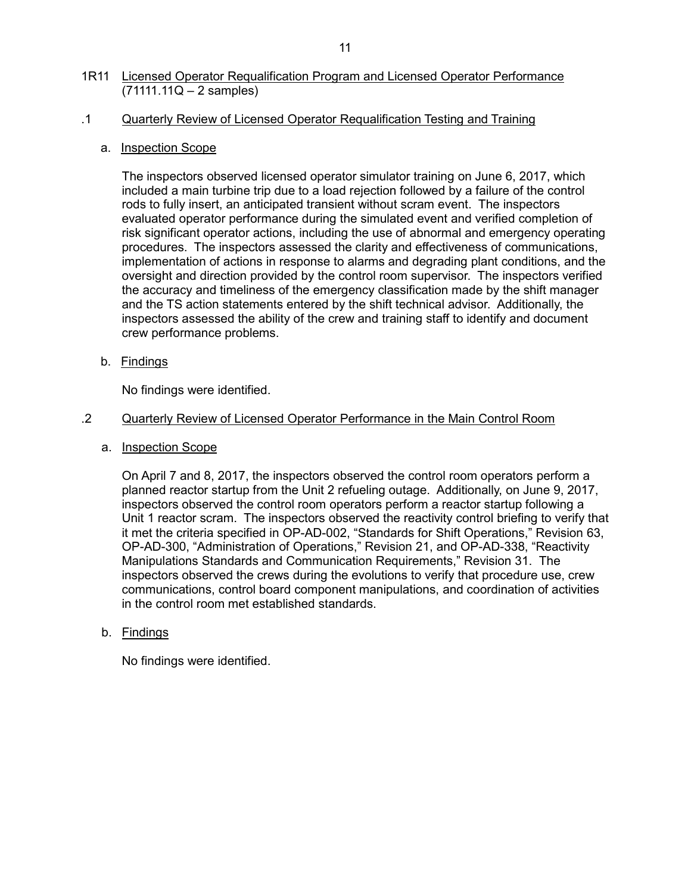## 1R11 Licensed Operator Requalification Program and Licensed Operator Performance (71111.11Q – 2 samples)

### .1 Quarterly Review of Licensed Operator Requalification Testing and Training

#### a. Inspection Scope

The inspectors observed licensed operator simulator training on June 6, 2017, which included a main turbine trip due to a load rejection followed by a failure of the control rods to fully insert, an anticipated transient without scram event. The inspectors evaluated operator performance during the simulated event and verified completion of risk significant operator actions, including the use of abnormal and emergency operating procedures. The inspectors assessed the clarity and effectiveness of communications, implementation of actions in response to alarms and degrading plant conditions, and the oversight and direction provided by the control room supervisor. The inspectors verified the accuracy and timeliness of the emergency classification made by the shift manager and the TS action statements entered by the shift technical advisor. Additionally, the inspectors assessed the ability of the crew and training staff to identify and document crew performance problems.

#### b. Findings

No findings were identified.

### .2 Quarterly Review of Licensed Operator Performance in the Main Control Room

#### a. Inspection Scope

On April 7 and 8, 2017, the inspectors observed the control room operators perform a planned reactor startup from the Unit 2 refueling outage. Additionally, on June 9, 2017, inspectors observed the control room operators perform a reactor startup following a Unit 1 reactor scram. The inspectors observed the reactivity control briefing to verify that it met the criteria specified in OP-AD-002, "Standards for Shift Operations," Revision 63, OP-AD-300, "Administration of Operations," Revision 21, and OP-AD-338, "Reactivity Manipulations Standards and Communication Requirements," Revision 31. The inspectors observed the crews during the evolutions to verify that procedure use, crew communications, control board component manipulations, and coordination of activities in the control room met established standards.

#### b. Findings

No findings were identified.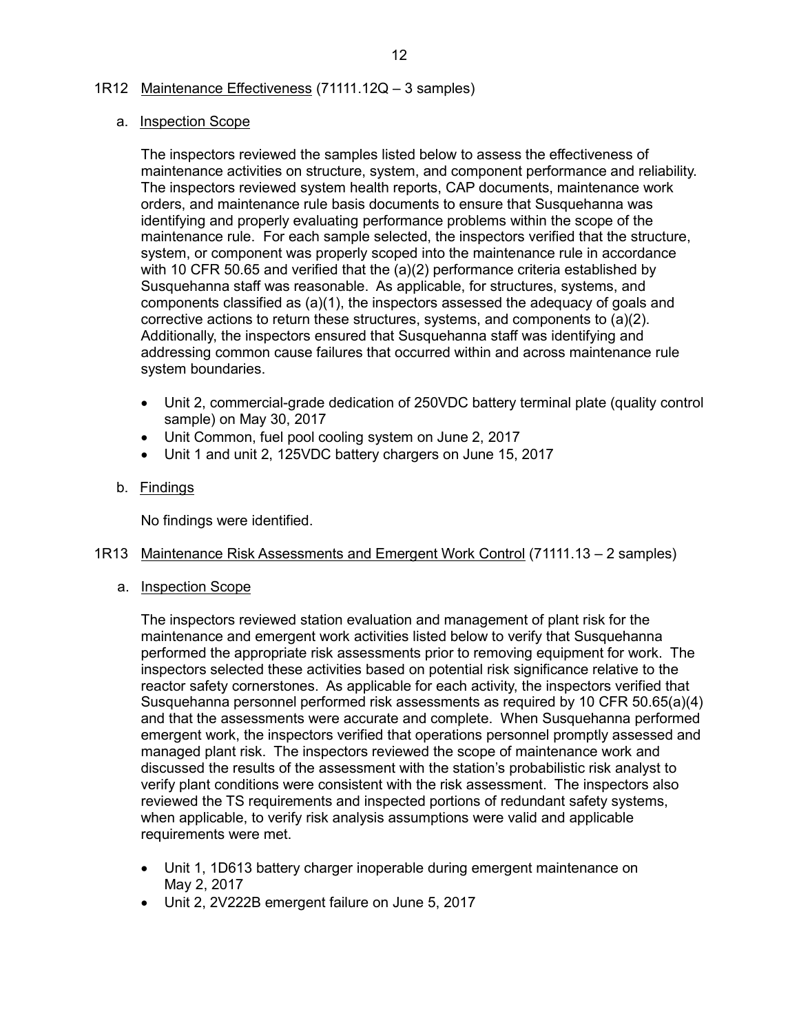## 1R12 Maintenance Effectiveness (71111.12Q – 3 samples)

### a. Inspection Scope

The inspectors reviewed the samples listed below to assess the effectiveness of maintenance activities on structure, system, and component performance and reliability. The inspectors reviewed system health reports, CAP documents, maintenance work orders, and maintenance rule basis documents to ensure that Susquehanna was identifying and properly evaluating performance problems within the scope of the maintenance rule. For each sample selected, the inspectors verified that the structure, system, or component was properly scoped into the maintenance rule in accordance with 10 CFR 50.65 and verified that the (a)(2) performance criteria established by Susquehanna staff was reasonable. As applicable, for structures, systems, and components classified as (a)(1), the inspectors assessed the adequacy of goals and corrective actions to return these structures, systems, and components to (a)(2). Additionally, the inspectors ensured that Susquehanna staff was identifying and addressing common cause failures that occurred within and across maintenance rule system boundaries.

- Unit 2, commercial-grade dedication of 250VDC battery terminal plate (quality control sample) on May 30, 2017
- Unit Common, fuel pool cooling system on June 2, 2017
- Unit 1 and unit 2, 125VDC battery chargers on June 15, 2017

### b. Findings

No findings were identified.

## 1R13 Maintenance Risk Assessments and Emergent Work Control (71111.13 – 2 samples)

### a. Inspection Scope

The inspectors reviewed station evaluation and management of plant risk for the maintenance and emergent work activities listed below to verify that Susquehanna performed the appropriate risk assessments prior to removing equipment for work. The inspectors selected these activities based on potential risk significance relative to the reactor safety cornerstones. As applicable for each activity, the inspectors verified that Susquehanna personnel performed risk assessments as required by 10 CFR 50.65(a)(4) and that the assessments were accurate and complete. When Susquehanna performed emergent work, the inspectors verified that operations personnel promptly assessed and managed plant risk. The inspectors reviewed the scope of maintenance work and discussed the results of the assessment with the station's probabilistic risk analyst to verify plant conditions were consistent with the risk assessment. The inspectors also reviewed the TS requirements and inspected portions of redundant safety systems, when applicable, to verify risk analysis assumptions were valid and applicable requirements were met.

- Unit 1, 1D613 battery charger inoperable during emergent maintenance on May 2, 2017
- Unit 2, 2V222B emergent failure on June 5, 2017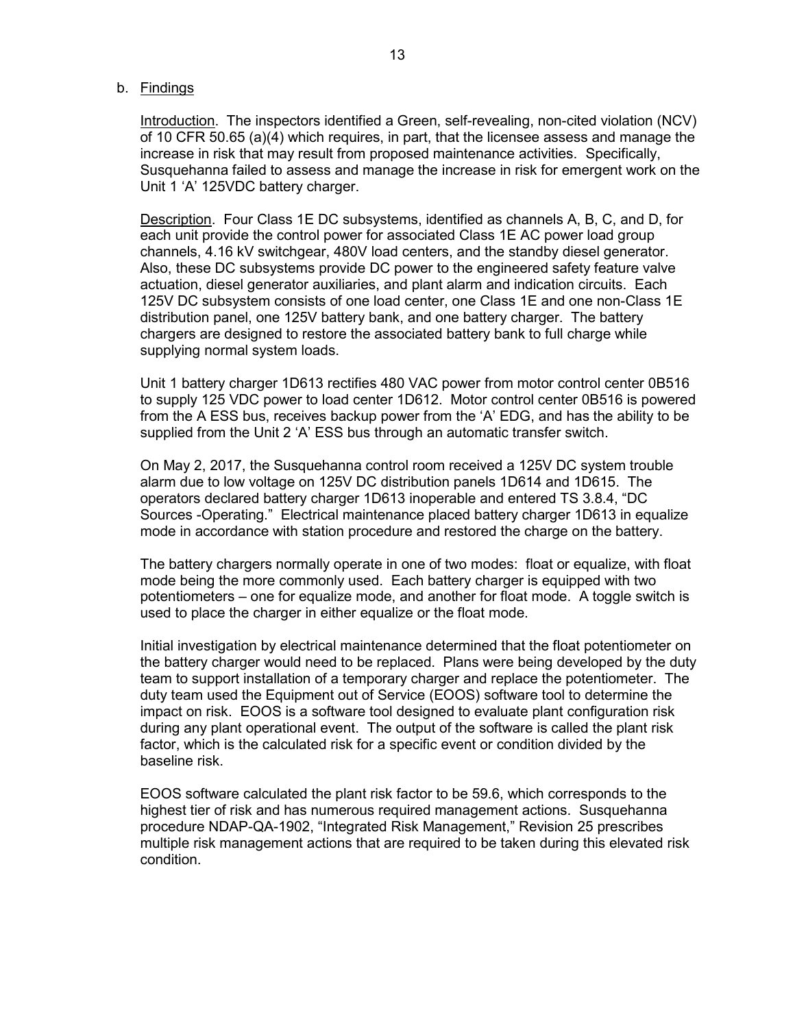b. Findings

Introduction. The inspectors identified a Green, self-revealing, non-cited violation (NCV) of 10 CFR 50.65 (a)(4) which requires, in part, that the licensee assess and manage the increase in risk that may result from proposed maintenance activities. Specifically, Susquehanna failed to assess and manage the increase in risk for emergent work on the Unit 1 ‘A’ 125VDC battery charger.

Description. Four Class 1E DC subsystems, identified as channels A, B, C, and D, for each unit provide the control power for associated Class 1E AC power load group channels, 4.16 kV switchgear, 480V load centers, and the standby diesel generator. Also, these DC subsystems provide DC power to the engineered safety feature valve actuation, diesel generator auxiliaries, and plant alarm and indication circuits. Each 125V DC subsystem consists of one load center, one Class 1E and one non-Class 1E distribution panel, one 125V battery bank, and one battery charger. The battery chargers are designed to restore the associated battery bank to full charge while supplying normal system loads.

Unit 1 battery charger 1D613 rectifies 480 VAC power from motor control center 0B516 to supply 125 VDC power to load center 1D612. Motor control center 0B516 is powered from the A ESS bus, receives backup power from the ‘A’ EDG, and has the ability to be supplied from the Unit 2 ‘A’ ESS bus through an automatic transfer switch.

On May 2, 2017, the Susquehanna control room received a 125V DC system trouble alarm due to low voltage on 125V DC distribution panels 1D614 and 1D615. The operators declared battery charger 1D613 inoperable and entered TS 3.8.4, “DC Sources -Operating.” Electrical maintenance placed battery charger 1D613 in equalize mode in accordance with station procedure and restored the charge on the battery.

The battery chargers normally operate in one of two modes: float or equalize, with float mode being the more commonly used. Each battery charger is equipped with two potentiometers – one for equalize mode, and another for float mode. A toggle switch is used to place the charger in either equalize or the float mode.

Initial investigation by electrical maintenance determined that the float potentiometer on the battery charger would need to be replaced. Plans were being developed by the duty team to support installation of a temporary charger and replace the potentiometer. The duty team used the Equipment out of Service (EOOS) software tool to determine the impact on risk. EOOS is a software tool designed to evaluate plant configuration risk during any plant operational event. The output of the software is called the plant risk factor, which is the calculated risk for a specific event or condition divided by the baseline risk.

EOOS software calculated the plant risk factor to be 59.6, which corresponds to the highest tier of risk and has numerous required management actions. Susquehanna procedure NDAP-QA-1902, “Integrated Risk Management,” Revision 25 prescribes multiple risk management actions that are required to be taken during this elevated risk condition.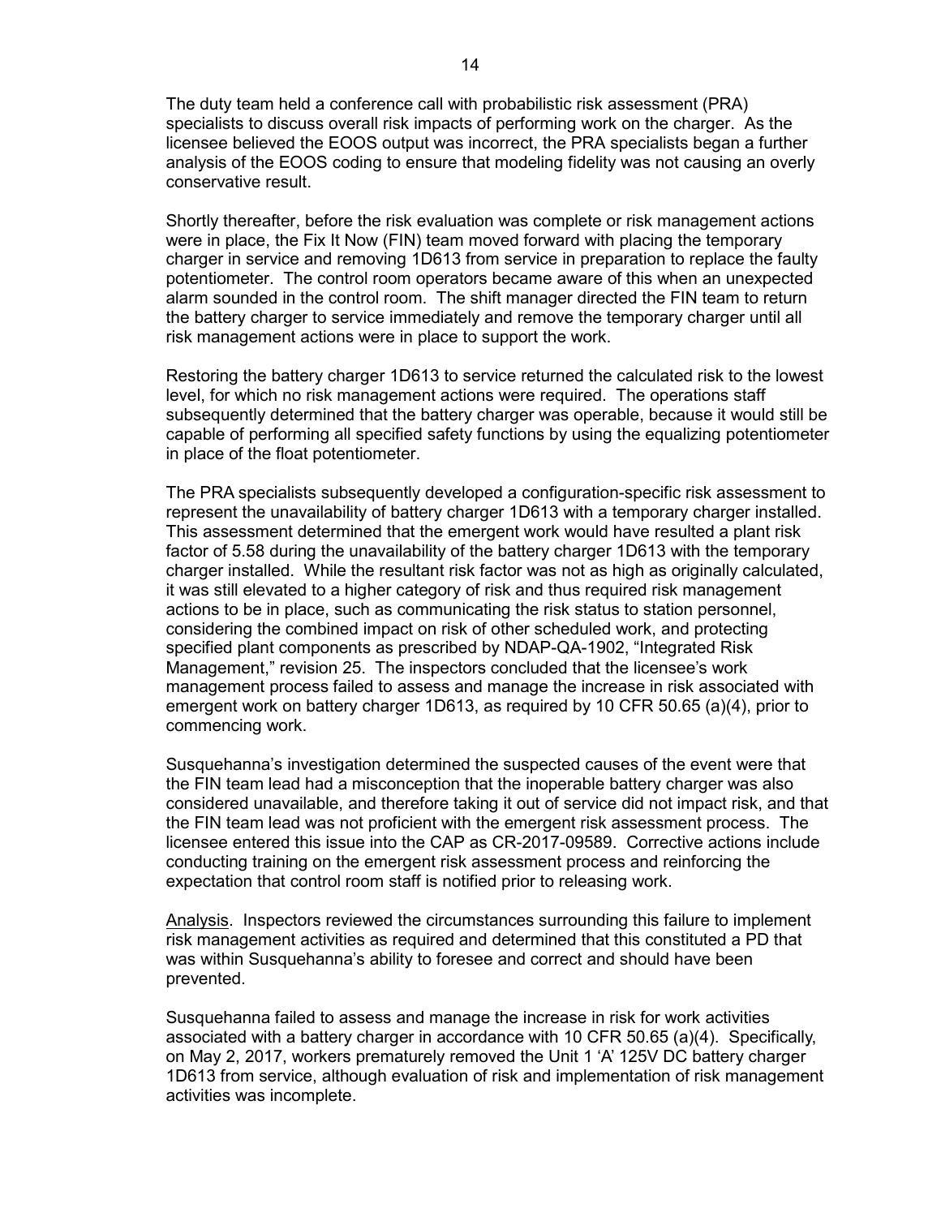The duty team held a conference call with probabilistic risk assessment (PRA) specialists to discuss overall risk impacts of performing work on the charger. As the licensee believed the EOOS output was incorrect, the PRA specialists began a further analysis of the EOOS coding to ensure that modeling fidelity was not causing an overly conservative result.

Shortly thereafter, before the risk evaluation was complete or risk management actions were in place, the Fix It Now (FIN) team moved forward with placing the temporary charger in service and removing 1D613 from service in preparation to replace the faulty potentiometer. The control room operators became aware of this when an unexpected alarm sounded in the control room. The shift manager directed the FIN team to return the battery charger to service immediately and remove the temporary charger until all risk management actions were in place to support the work.

Restoring the battery charger 1D613 to service returned the calculated risk to the lowest level, for which no risk management actions were required. The operations staff subsequently determined that the battery charger was operable, because it would still be capable of performing all specified safety functions by using the equalizing potentiometer in place of the float potentiometer.

The PRA specialists subsequently developed a configuration-specific risk assessment to represent the unavailability of battery charger 1D613 with a temporary charger installed. This assessment determined that the emergent work would have resulted a plant risk factor of 5.58 during the unavailability of the battery charger 1D613 with the temporary charger installed. While the resultant risk factor was not as high as originally calculated, it was still elevated to a higher category of risk and thus required risk management actions to be in place, such as communicating the risk status to station personnel, considering the combined impact on risk of other scheduled work, and protecting specified plant components as prescribed by NDAP-QA-1902, "Integrated Risk Management," revision 25. The inspectors concluded that the licensee's work management process failed to assess and manage the increase in risk associated with emergent work on battery charger 1D613, as required by 10 CFR 50.65 (a)(4), prior to commencing work.

Susquehanna's investigation determined the suspected causes of the event were that the FIN team lead had a misconception that the inoperable battery charger was also considered unavailable, and therefore taking it out of service did not impact risk, and that the FIN team lead was not proficient with the emergent risk assessment process. The licensee entered this issue into the CAP as CR-2017-09589. Corrective actions include conducting training on the emergent risk assessment process and reinforcing the expectation that control room staff is notified prior to releasing work.

Analysis. Inspectors reviewed the circumstances surrounding this failure to implement risk management activities as required and determined that this constituted a PD that was within Susquehanna's ability to foresee and correct and should have been prevented.

Susquehanna failed to assess and manage the increase in risk for work activities associated with a battery charger in accordance with 10 CFR 50.65 (a)(4). Specifically, on May 2, 2017, workers prematurely removed the Unit 1 'A' 125V DC battery charger 1D613 from service, although evaluation of risk and implementation of risk management activities was incomplete.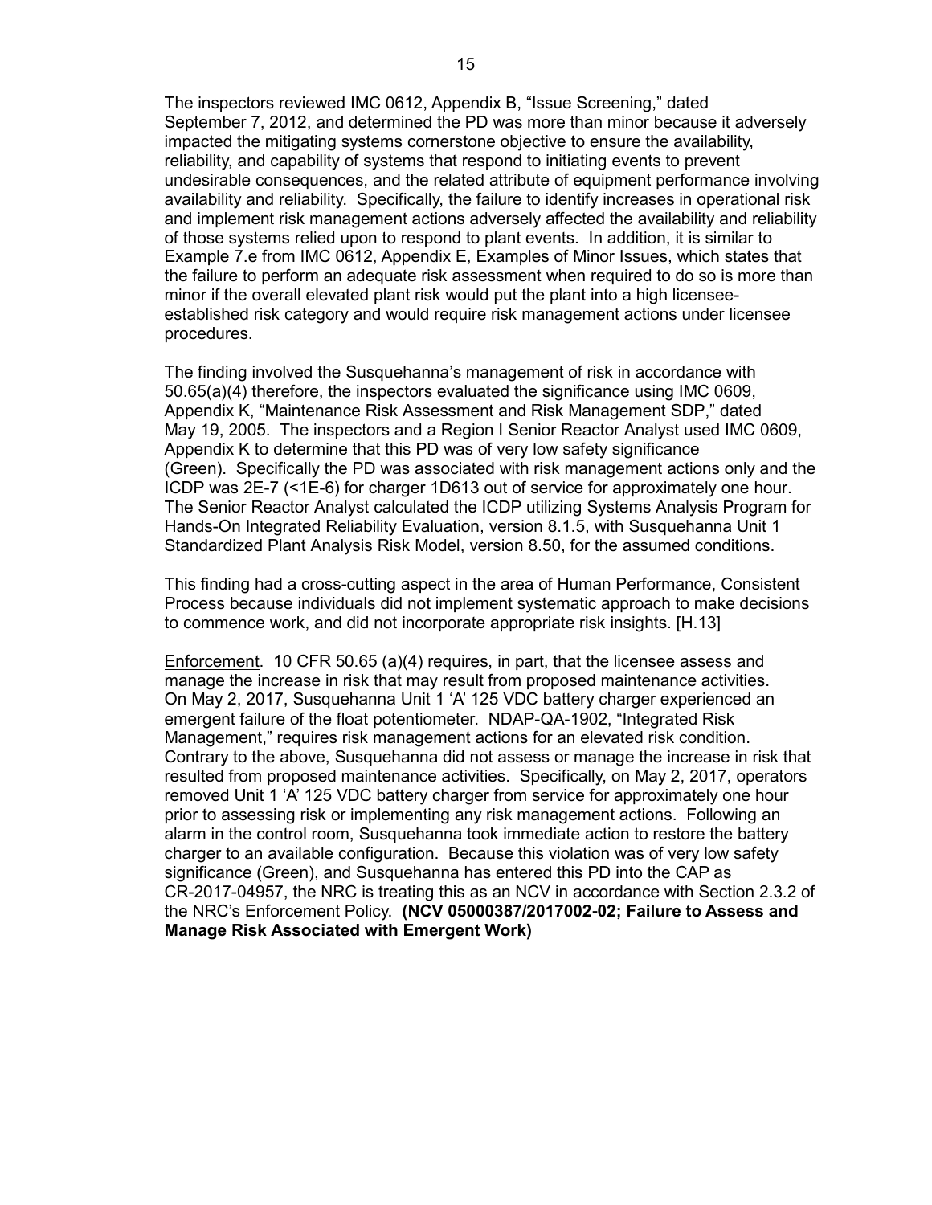The inspectors reviewed IMC 0612, Appendix B, "Issue Screening," dated September 7, 2012, and determined the PD was more than minor because it adversely impacted the mitigating systems cornerstone objective to ensure the availability, reliability, and capability of systems that respond to initiating events to prevent undesirable consequences, and the related attribute of equipment performance involving availability and reliability. Specifically, the failure to identify increases in operational risk and implement risk management actions adversely affected the availability and reliability of those systems relied upon to respond to plant events. In addition, it is similar to Example 7.e from IMC 0612, Appendix E, Examples of Minor Issues, which states that the failure to perform an adequate risk assessment when required to do so is more than minor if the overall elevated plant risk would put the plant into a high licensee-established risk category and would require risk management actions under licensee procedures.

The finding involved the Susquehanna's management of risk in accordance with 50.65(a)(4) therefore, the inspectors evaluated the significance using IMC 0609, Appendix K, "Maintenance Risk Assessment and Risk Management SDP," dated May 19, 2005. The inspectors and a Region I Senior Reactor Analyst used IMC 0609, Appendix K to determine that this PD was of very low safety significance (Green). Specifically the PD was associated with risk management actions only and the ICDP was 2E-7 (<1E-6) for charger 1D613 out of service for approximately one hour. The Senior Reactor Analyst calculated the ICDP utilizing Systems Analysis Program for Hands-On Integrated Reliability Evaluation, version 8.1.5, with Susquehanna Unit 1 Standardized Plant Analysis Risk Model, version 8.50, for the assumed conditions.

This finding had a cross-cutting aspect in the area of Human Performance, Consistent Process because individuals did not implement systematic approach to make decisions to commence work, and did not incorporate appropriate risk insights. [H.13]

Enforcement. 10 CFR 50.65 (a)(4) requires, in part, that the licensee assess and manage the increase in risk that may result from proposed maintenance activities. On May 2, 2017, Susquehanna Unit 1 'A' 125 VDC battery charger experienced an emergent failure of the float potentiometer. NDAP-QA-1902, "Integrated Risk Management," requires risk management actions for an elevated risk condition. Contrary to the above, Susquehanna did not assess or manage the increase in risk that resulted from proposed maintenance activities. Specifically, on May 2, 2017, operators removed Unit 1 'A' 125 VDC battery charger from service for approximately one hour prior to assessing risk or implementing any risk management actions. Following an alarm in the control room, Susquehanna took immediate action to restore the battery charger to an available configuration. Because this violation was of very low safety significance (Green), and Susquehanna has entered this PD into the CAP as CR-2017-04957, the NRC is treating this as an NCV in accordance with Section 2.3.2 of the NRC's Enforcement Policy. **(NCV 05000387/2017002-02; Failure to Assess and Manage Risk Associated with Emergent Work)**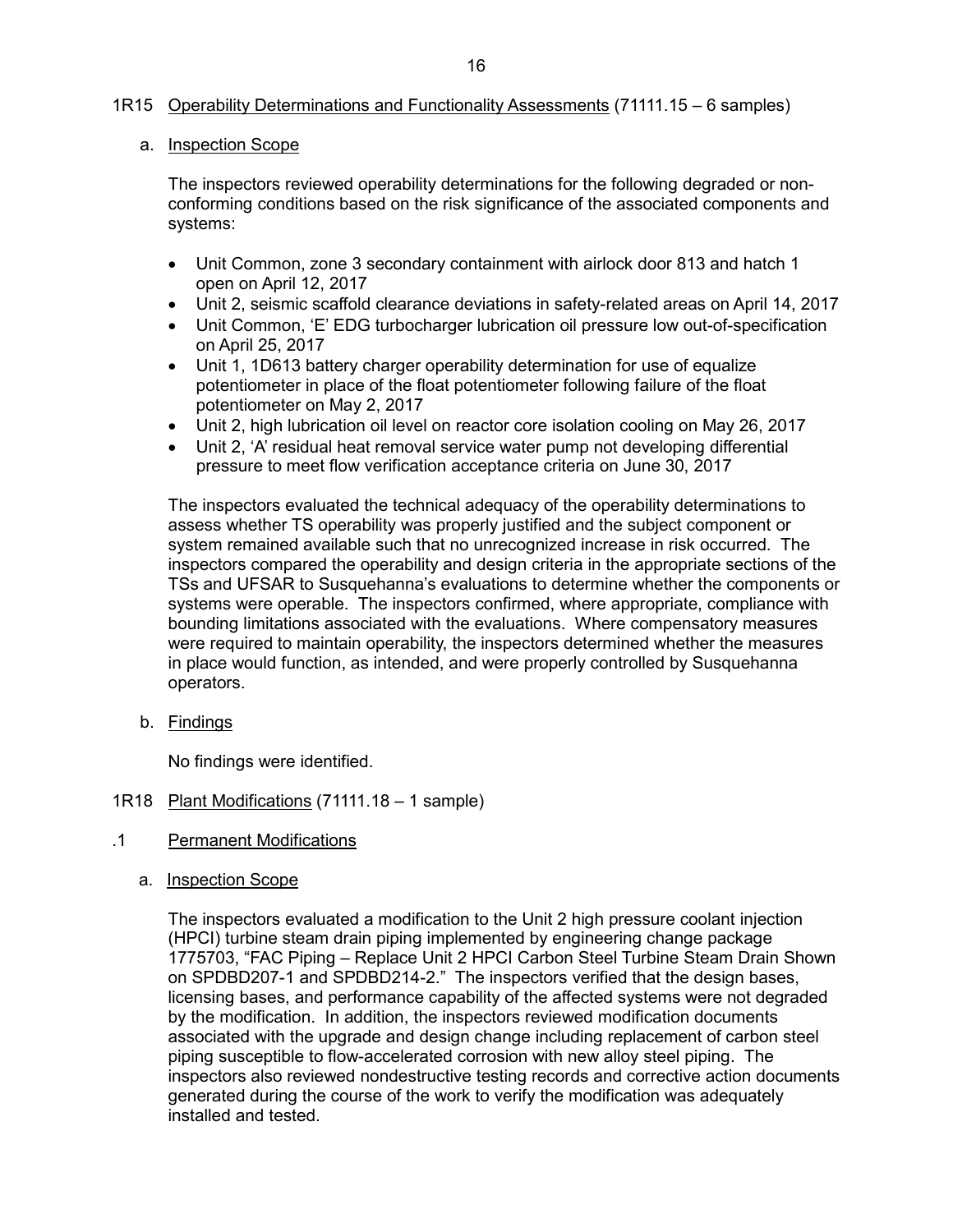## 1R15 Operability Determinations and Functionality Assessments (71111.15 – 6 samples)

### a. Inspection Scope

The inspectors reviewed operability determinations for the following degraded or non-conforming conditions based on the risk significance of the associated components and systems:

- Unit Common, zone 3 secondary containment with airlock door 813 and hatch 1 open on April 12, 2017
- Unit 2, seismic scaffold clearance deviations in safety-related areas on April 14, 2017
- Unit Common, 'E' EDG turbocharger lubrication oil pressure low out-of-specification on April 25, 2017
- Unit 1, 1D613 battery charger operability determination for use of equalize potentiometer in place of the float potentiometer following failure of the float potentiometer on May 2, 2017
- Unit 2, high lubrication oil level on reactor core isolation cooling on May 26, 2017
- Unit 2, 'A' residual heat removal service water pump not developing differential pressure to meet flow verification acceptance criteria on June 30, 2017

The inspectors evaluated the technical adequacy of the operability determinations to assess whether TS operability was properly justified and the subject component or system remained available such that no unrecognized increase in risk occurred. The inspectors compared the operability and design criteria in the appropriate sections of the TSs and UFSAR to Susquehanna's evaluations to determine whether the components or systems were operable. The inspectors confirmed, where appropriate, compliance with bounding limitations associated with the evaluations. Where compensatory measures were required to maintain operability, the inspectors determined whether the measures in place would function, as intended, and were properly controlled by Susquehanna operators.

### b. Findings

No findings were identified.

## 1R18 Plant Modifications (71111.18 – 1 sample)

### .1 Permanent Modifications

#### a. Inspection Scope

The inspectors evaluated a modification to the Unit 2 high pressure coolant injection (HPCI) turbine steam drain piping implemented by engineering change package 1775703, "FAC Piping – Replace Unit 2 HPCI Carbon Steel Turbine Steam Drain Shown on SPDBD207-1 and SPDBD214-2." The inspectors verified that the design bases, licensing bases, and performance capability of the affected systems were not degraded by the modification. In addition, the inspectors reviewed modification documents associated with the upgrade and design change including replacement of carbon steel piping susceptible to flow-accelerated corrosion with new alloy steel piping. The inspectors also reviewed nondestructive testing records and corrective action documents generated during the course of the work to verify the modification was adequately installed and tested.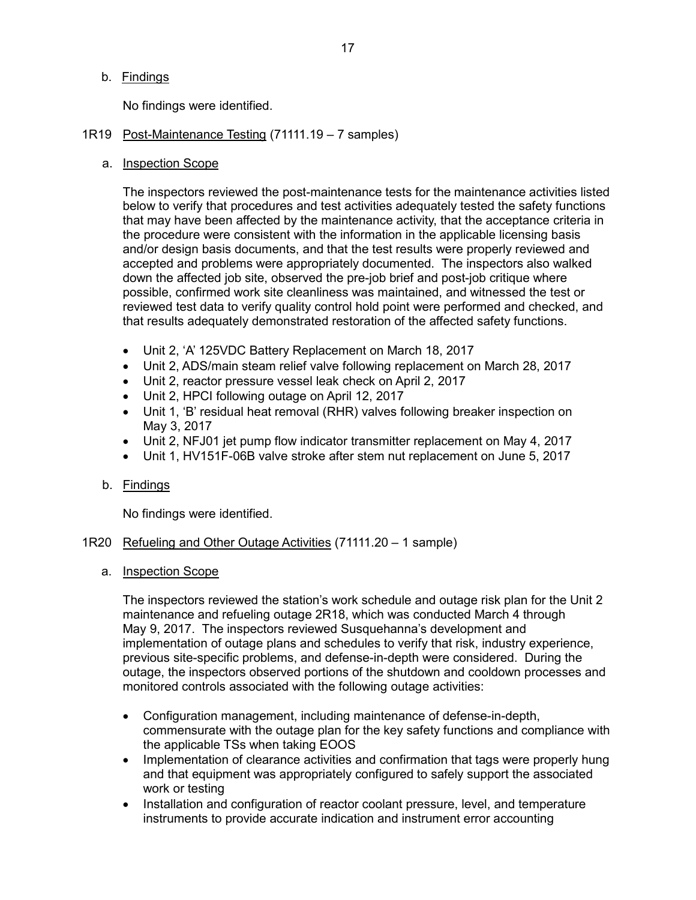b. Findings

No findings were identified.

1R19 Post-Maintenance Testing (71111.19 – 7 samples)

a. Inspection Scope

The inspectors reviewed the post-maintenance tests for the maintenance activities listed below to verify that procedures and test activities adequately tested the safety functions that may have been affected by the maintenance activity, that the acceptance criteria in the procedure were consistent with the information in the applicable licensing basis and/or design basis documents, and that the test results were properly reviewed and accepted and problems were appropriately documented. The inspectors also walked down the affected job site, observed the pre-job brief and post-job critique where possible, confirmed work site cleanliness was maintained, and witnessed the test or reviewed test data to verify quality control hold point were performed and checked, and that results adequately demonstrated restoration of the affected safety functions.

- Unit 2, 'A' 125VDC Battery Replacement on March 18, 2017
- Unit 2, ADS/main steam relief valve following replacement on March 28, 2017
- Unit 2, reactor pressure vessel leak check on April 2, 2017
- Unit 2, HPCI following outage on April 12, 2017
- Unit 1, 'B' residual heat removal (RHR) valves following breaker inspection on May 3, 2017
- Unit 2, NFJ01 jet pump flow indicator transmitter replacement on May 4, 2017
- Unit 1, HV151F-06B valve stroke after stem nut replacement on June 5, 2017

b. Findings

No findings were identified.

1R20 Refueling and Other Outage Activities (71111.20 – 1 sample)

a. Inspection Scope

The inspectors reviewed the station's work schedule and outage risk plan for the Unit 2 maintenance and refueling outage 2R18, which was conducted March 4 through May 9, 2017. The inspectors reviewed Susquehanna's development and implementation of outage plans and schedules to verify that risk, industry experience, previous site-specific problems, and defense-in-depth were considered. During the outage, the inspectors observed portions of the shutdown and cooldown processes and monitored controls associated with the following outage activities:

- Configuration management, including maintenance of defense-in-depth, commensurate with the outage plan for the key safety functions and compliance with the applicable TSs when taking EOOS
- Implementation of clearance activities and confirmation that tags were properly hung and that equipment was appropriately configured to safely support the associated work or testing
- Installation and configuration of reactor coolant pressure, level, and temperature instruments to provide accurate indication and instrument error accounting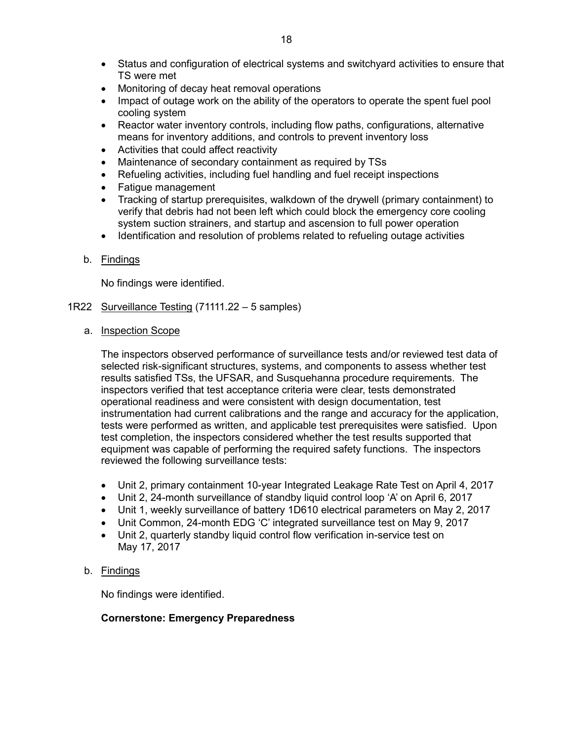- Status and configuration of electrical systems and switchyard activities to ensure that TS were met
- Monitoring of decay heat removal operations
- Impact of outage work on the ability of the operators to operate the spent fuel pool cooling system
- Reactor water inventory controls, including flow paths, configurations, alternative means for inventory additions, and controls to prevent inventory loss
- Activities that could affect reactivity
- Maintenance of secondary containment as required by TSs
- Refueling activities, including fuel handling and fuel receipt inspections
- Fatigue management
- Tracking of startup prerequisites, walkdown of the drywell (primary containment) to verify that debris had not been left which could block the emergency core cooling system suction strainers, and startup and ascension to full power operation
- Identification and resolution of problems related to refueling outage activities

b. Findings

No findings were identified.

1R22 Surveillance Testing (71111.22 – 5 samples)

a. Inspection Scope

The inspectors observed performance of surveillance tests and/or reviewed test data of selected risk-significant structures, systems, and components to assess whether test results satisfied TSs, the UFSAR, and Susquehanna procedure requirements. The inspectors verified that test acceptance criteria were clear, tests demonstrated operational readiness and were consistent with design documentation, test instrumentation had current calibrations and the range and accuracy for the application, tests were performed as written, and applicable test prerequisites were satisfied. Upon test completion, the inspectors considered whether the test results supported that equipment was capable of performing the required safety functions. The inspectors reviewed the following surveillance tests:

- Unit 2, primary containment 10-year Integrated Leakage Rate Test on April 4, 2017
- Unit 2, 24-month surveillance of standby liquid control loop 'A' on April 6, 2017
- Unit 1, weekly surveillance of battery 1D610 electrical parameters on May 2, 2017
- Unit Common, 24-month EDG 'C' integrated surveillance test on May 9, 2017
- Unit 2, quarterly standby liquid control flow verification in-service test on May 17, 2017

b. Findings

No findings were identified.

**Cornerstone: Emergency Preparedness**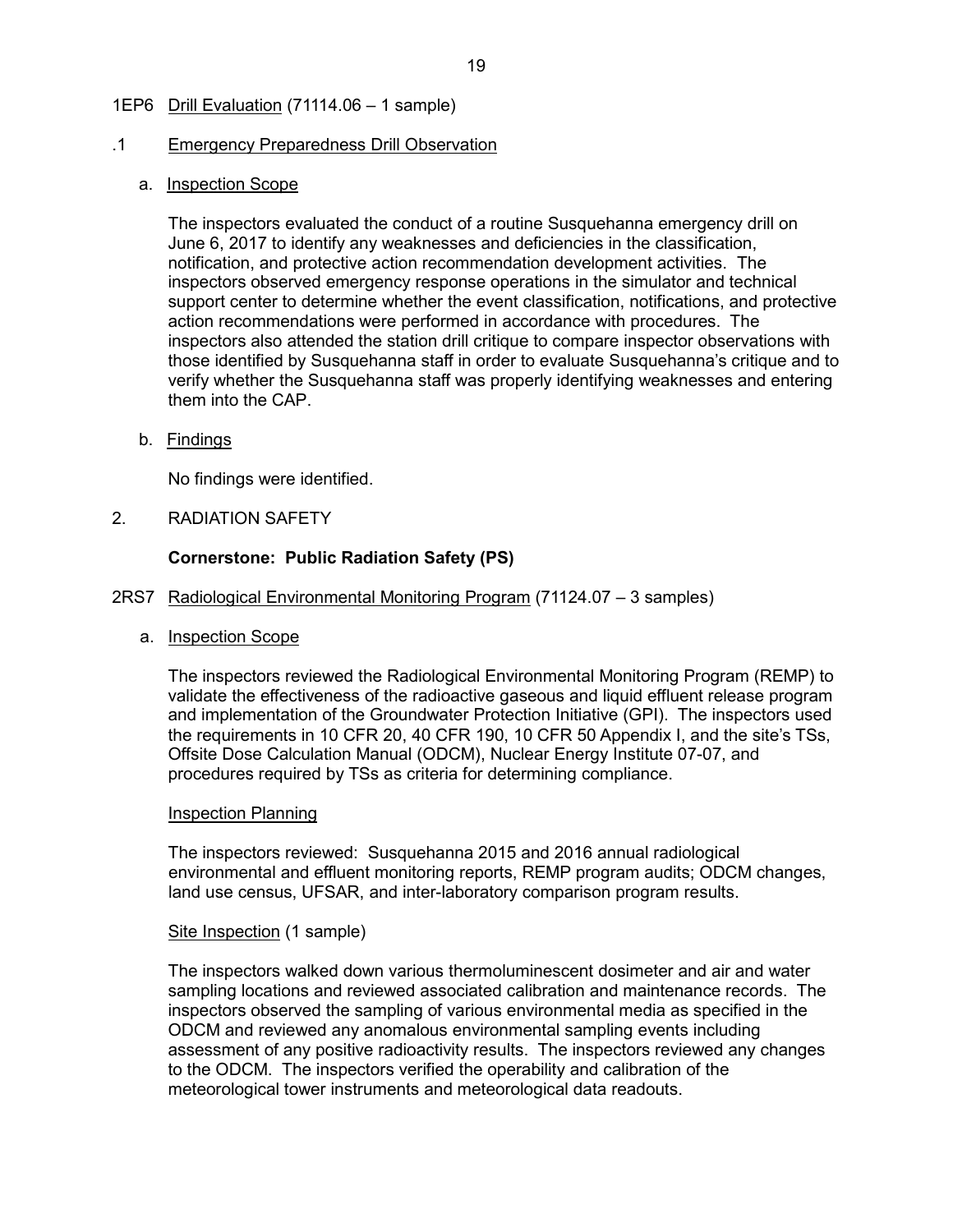1EP6 Drill Evaluation (71114.06 – 1 sample)

.1 Emergency Preparedness Drill Observation

a. Inspection Scope

The inspectors evaluated the conduct of a routine Susquehanna emergency drill on June 6, 2017 to identify any weaknesses and deficiencies in the classification, notification, and protective action recommendation development activities. The inspectors observed emergency response operations in the simulator and technical support center to determine whether the event classification, notifications, and protective action recommendations were performed in accordance with procedures. The inspectors also attended the station drill critique to compare inspector observations with those identified by Susquehanna staff in order to evaluate Susquehanna's critique and to verify whether the Susquehanna staff was properly identifying weaknesses and entering them into the CAP.

b. Findings

No findings were identified.

2. RADIATION SAFETY

**Cornerstone: Public Radiation Safety (PS)**

2RS7 Radiological Environmental Monitoring Program (71124.07 – 3 samples)

a. Inspection Scope

The inspectors reviewed the Radiological Environmental Monitoring Program (REMP) to validate the effectiveness of the radioactive gaseous and liquid effluent release program and implementation of the Groundwater Protection Initiative (GPI). The inspectors used the requirements in 10 CFR 20, 40 CFR 190, 10 CFR 50 Appendix I, and the site's TSs, Offsite Dose Calculation Manual (ODCM), Nuclear Energy Institute 07-07, and procedures required by TSs as criteria for determining compliance.

Inspection Planning

The inspectors reviewed: Susquehanna 2015 and 2016 annual radiological environmental and effluent monitoring reports, REMP program audits; ODCM changes, land use census, UFSAR, and inter-laboratory comparison program results.

Site Inspection (1 sample)

The inspectors walked down various thermoluminescent dosimeter and air and water sampling locations and reviewed associated calibration and maintenance records. The inspectors observed the sampling of various environmental media as specified in the ODCM and reviewed any anomalous environmental sampling events including assessment of any positive radioactivity results. The inspectors reviewed any changes to the ODCM. The inspectors verified the operability and calibration of the meteorological tower instruments and meteorological data readouts.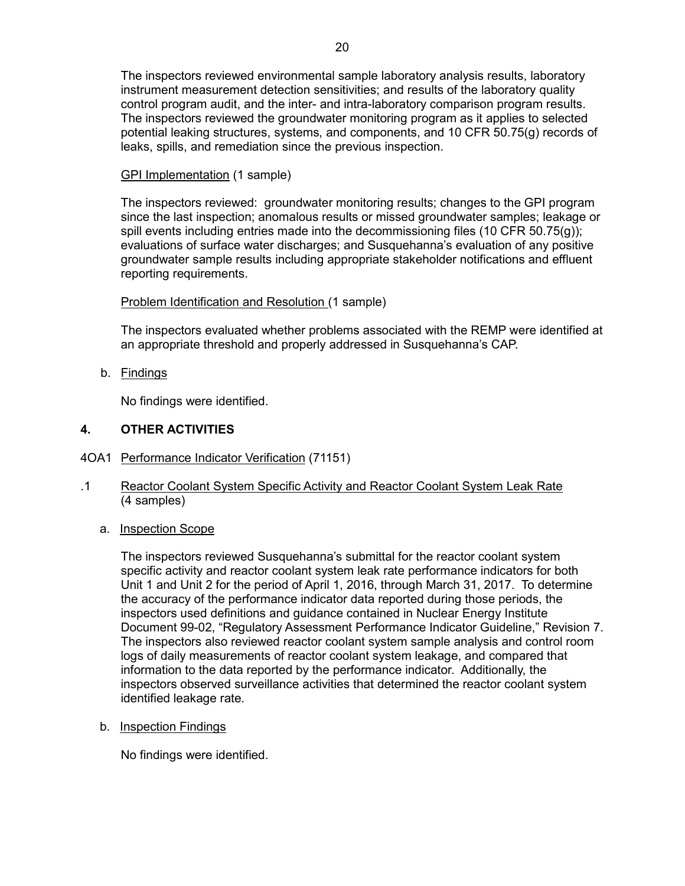The inspectors reviewed environmental sample laboratory analysis results, laboratory instrument measurement detection sensitivities; and results of the laboratory quality control program audit, and the inter- and intra-laboratory comparison program results. The inspectors reviewed the groundwater monitoring program as it applies to selected potential leaking structures, systems, and components, and 10 CFR 50.75(g) records of leaks, spills, and remediation since the previous inspection.

GPI Implementation (1 sample)

The inspectors reviewed: groundwater monitoring results; changes to the GPI program since the last inspection; anomalous results or missed groundwater samples; leakage or spill events including entries made into the decommissioning files (10 CFR 50.75(g)); evaluations of surface water discharges; and Susquehanna's evaluation of any positive groundwater sample results including appropriate stakeholder notifications and effluent reporting requirements.

Problem Identification and Resolution (1 sample)

The inspectors evaluated whether problems associated with the REMP were identified at an appropriate threshold and properly addressed in Susquehanna's CAP.

b. Findings

No findings were identified.

## 4. OTHER ACTIVITIES

4OA1 Performance Indicator Verification (71151)

.1 Reactor Coolant System Specific Activity and Reactor Coolant System Leak Rate (4 samples)

a. Inspection Scope

The inspectors reviewed Susquehanna's submittal for the reactor coolant system specific activity and reactor coolant system leak rate performance indicators for both Unit 1 and Unit 2 for the period of April 1, 2016, through March 31, 2017. To determine the accuracy of the performance indicator data reported during those periods, the inspectors used definitions and guidance contained in Nuclear Energy Institute Document 99-02, "Regulatory Assessment Performance Indicator Guideline," Revision 7. The inspectors also reviewed reactor coolant system sample analysis and control room logs of daily measurements of reactor coolant system leakage, and compared that information to the data reported by the performance indicator. Additionally, the inspectors observed surveillance activities that determined the reactor coolant system identified leakage rate.

b. Inspection Findings

No findings were identified.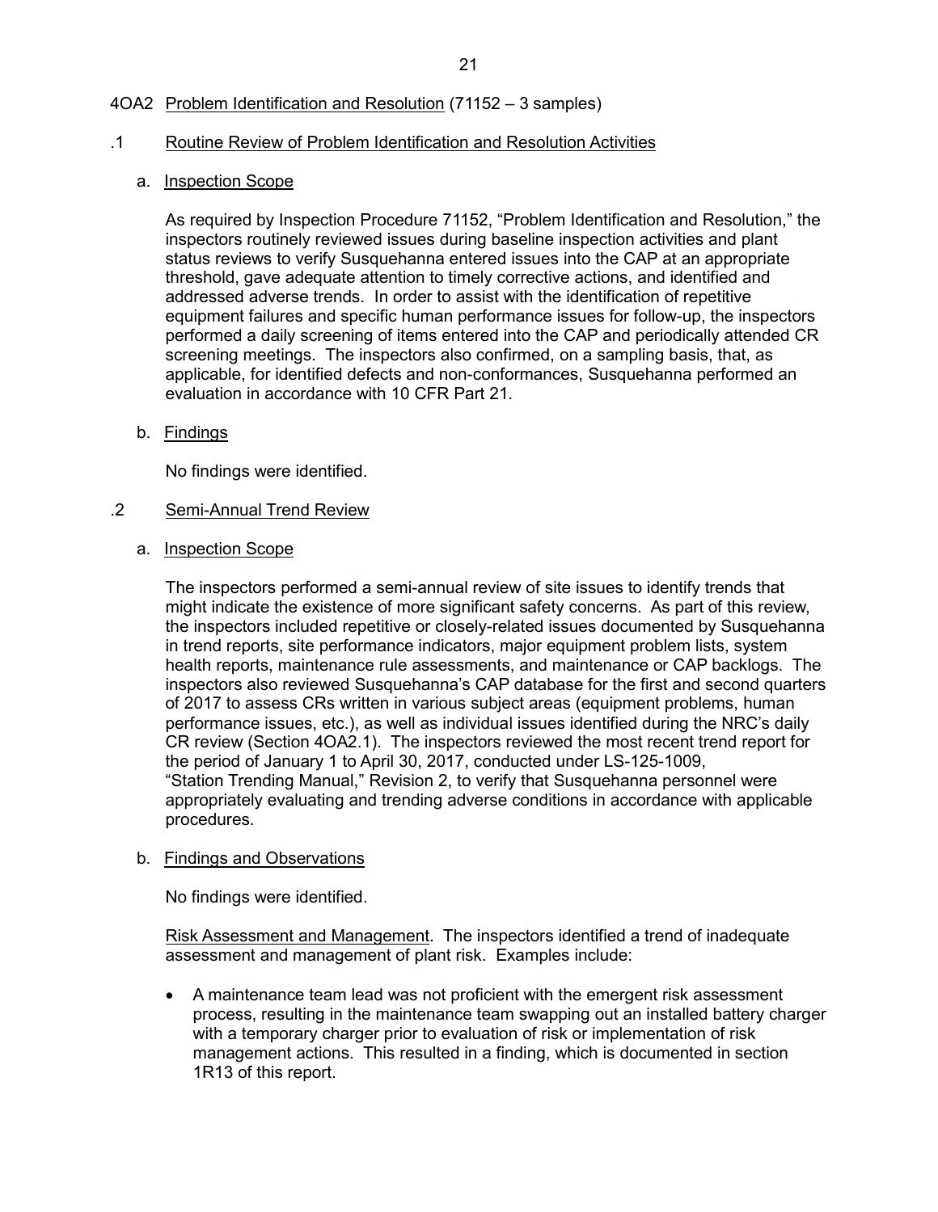## 4OA2 Problem Identification and Resolution (71152 – 3 samples)

### .1 Routine Review of Problem Identification and Resolution Activities

#### a. Inspection Scope

As required by Inspection Procedure 71152, "Problem Identification and Resolution," the inspectors routinely reviewed issues during baseline inspection activities and plant status reviews to verify Susquehanna entered issues into the CAP at an appropriate threshold, gave adequate attention to timely corrective actions, and identified and addressed adverse trends. In order to assist with the identification of repetitive equipment failures and specific human performance issues for follow-up, the inspectors performed a daily screening of items entered into the CAP and periodically attended CR screening meetings. The inspectors also confirmed, on a sampling basis, that, as applicable, for identified defects and non-conformances, Susquehanna performed an evaluation in accordance with 10 CFR Part 21.

#### b. Findings

No findings were identified.

### .2 Semi-Annual Trend Review

#### a. Inspection Scope

The inspectors performed a semi-annual review of site issues to identify trends that might indicate the existence of more significant safety concerns. As part of this review, the inspectors included repetitive or closely-related issues documented by Susquehanna in trend reports, site performance indicators, major equipment problem lists, system health reports, maintenance rule assessments, and maintenance or CAP backlogs. The inspectors also reviewed Susquehanna's CAP database for the first and second quarters of 2017 to assess CRs written in various subject areas (equipment problems, human performance issues, etc.), as well as individual issues identified during the NRC's daily CR review (Section 4OA2.1). The inspectors reviewed the most recent trend report for the period of January 1 to April 30, 2017, conducted under LS-125-1009, "Station Trending Manual," Revision 2, to verify that Susquehanna personnel were appropriately evaluating and trending adverse conditions in accordance with applicable procedures.

#### b. Findings and Observations

No findings were identified.

Risk Assessment and Management. The inspectors identified a trend of inadequate assessment and management of plant risk. Examples include:

- A maintenance team lead was not proficient with the emergent risk assessment process, resulting in the maintenance team swapping out an installed battery charger with a temporary charger prior to evaluation of risk or implementation of risk management actions. This resulted in a finding, which is documented in section 1R13 of this report.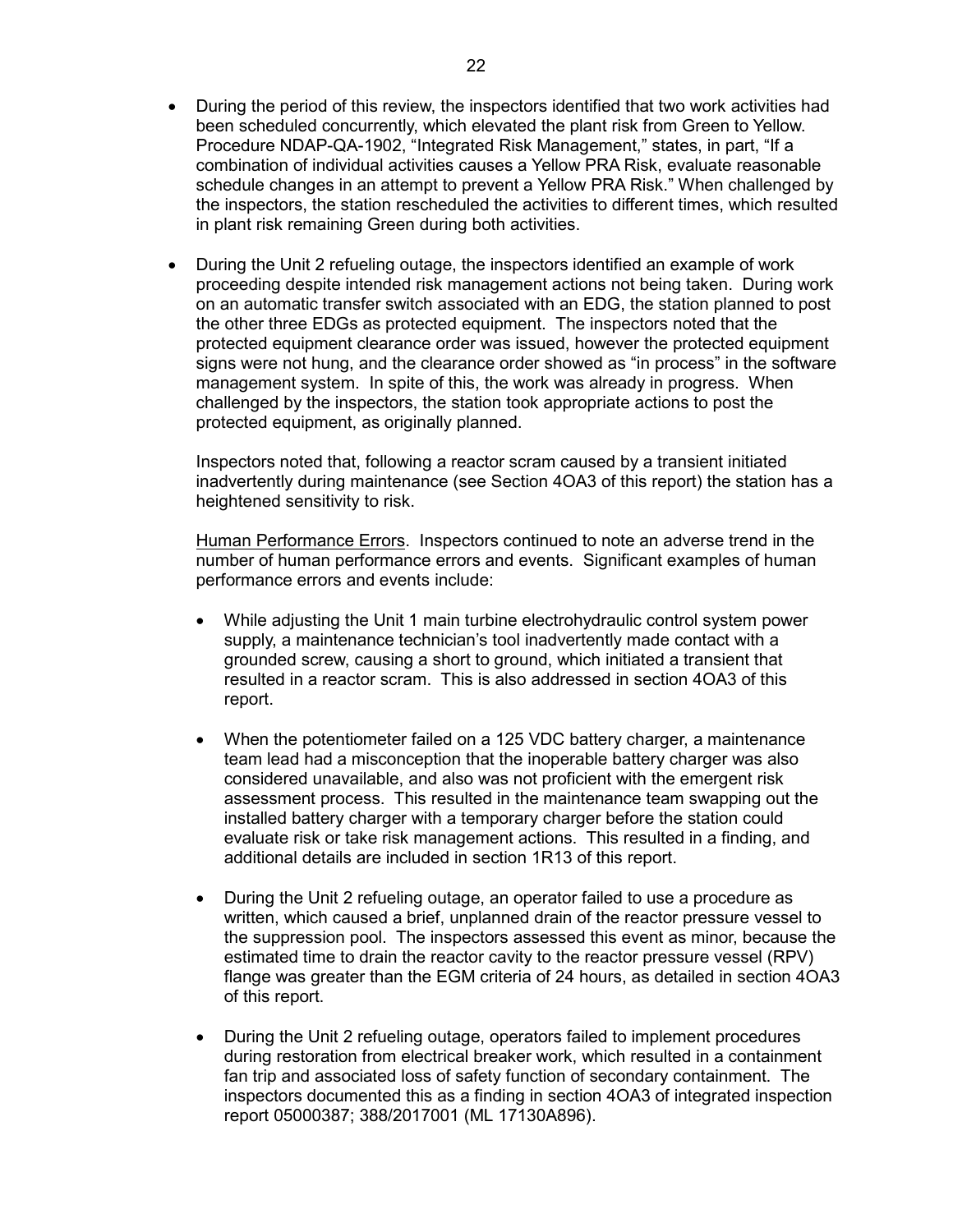- During the period of this review, the inspectors identified that two work activities had been scheduled concurrently, which elevated the plant risk from Green to Yellow. Procedure NDAP-QA-1902, "Integrated Risk Management," states, in part, "If a combination of individual activities causes a Yellow PRA Risk, evaluate reasonable schedule changes in an attempt to prevent a Yellow PRA Risk." When challenged by the inspectors, the station rescheduled the activities to different times, which resulted in plant risk remaining Green during both activities.

- During the Unit 2 refueling outage, the inspectors identified an example of work proceeding despite intended risk management actions not being taken. During work on an automatic transfer switch associated with an EDG, the station planned to post the other three EDGs as protected equipment. The inspectors noted that the protected equipment clearance order was issued, however the protected equipment signs were not hung, and the clearance order showed as "in process" in the software management system. In spite of this, the work was already in progress. When challenged by the inspectors, the station took appropriate actions to post the protected equipment, as originally planned.

  Inspectors noted that, following a reactor scram caused by a transient initiated inadvertently during maintenance (see Section 4OA3 of this report) the station has a heightened sensitivity to risk.

  Human Performance Errors. Inspectors continued to note an adverse trend in the number of human performance errors and events. Significant examples of human performance errors and events include:

  - While adjusting the Unit 1 main turbine electrohydraulic control system power supply, a maintenance technician's tool inadvertently made contact with a grounded screw, causing a short to ground, which initiated a transient that resulted in a reactor scram. This is also addressed in section 4OA3 of this report.

  - When the potentiometer failed on a 125 VDC battery charger, a maintenance team lead had a misconception that the inoperable battery charger was also considered unavailable, and also was not proficient with the emergent risk assessment process. This resulted in the maintenance team swapping out the installed battery charger with a temporary charger before the station could evaluate risk or take risk management actions. This resulted in a finding, and additional details are included in section 1R13 of this report.

  - During the Unit 2 refueling outage, an operator failed to use a procedure as written, which caused a brief, unplanned drain of the reactor pressure vessel to the suppression pool. The inspectors assessed this event as minor, because the estimated time to drain the reactor cavity to the reactor pressure vessel (RPV) flange was greater than the EGM criteria of 24 hours, as detailed in section 4OA3 of this report.

  - During the Unit 2 refueling outage, operators failed to implement procedures during restoration from electrical breaker work, which resulted in a containment fan trip and associated loss of safety function of secondary containment. The inspectors documented this as a finding in section 4OA3 of integrated inspection report 05000387; 388/2017001 (ML 17130A896).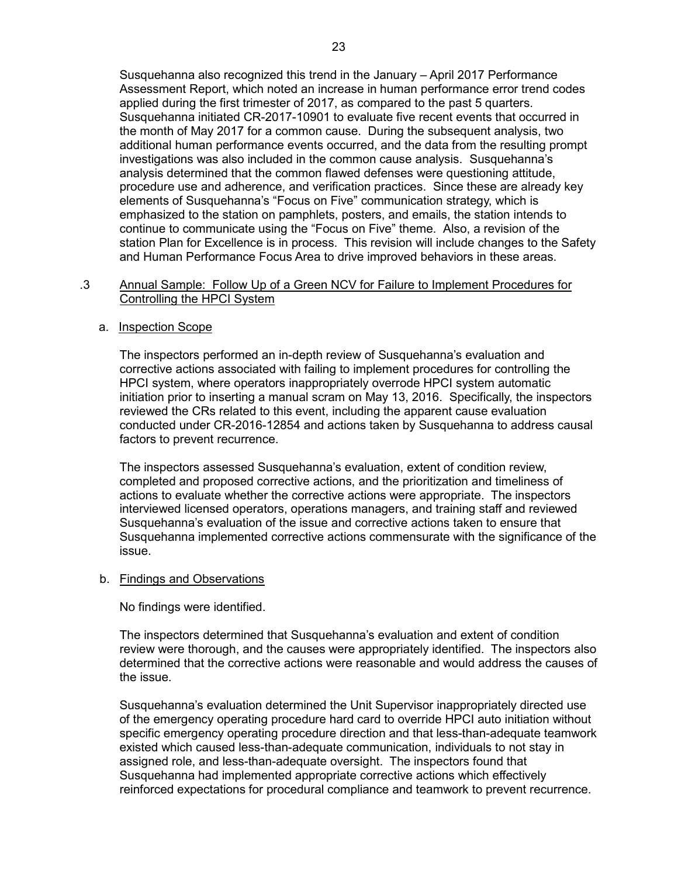Susquehanna also recognized this trend in the January – April 2017 Performance Assessment Report, which noted an increase in human performance error trend codes applied during the first trimester of 2017, as compared to the past 5 quarters. Susquehanna initiated CR-2017-10901 to evaluate five recent events that occurred in the month of May 2017 for a common cause. During the subsequent analysis, two additional human performance events occurred, and the data from the resulting prompt investigations was also included in the common cause analysis. Susquehanna's analysis determined that the common flawed defenses were questioning attitude, procedure use and adherence, and verification practices. Since these are already key elements of Susquehanna's "Focus on Five" communication strategy, which is emphasized to the station on pamphlets, posters, and emails, the station intends to continue to communicate using the "Focus on Five" theme. Also, a revision of the station Plan for Excellence is in process. This revision will include changes to the Safety and Human Performance Focus Area to drive improved behaviors in these areas.

### .3 Annual Sample: Follow Up of a Green NCV for Failure to Implement Procedures for Controlling the HPCI System

#### a. Inspection Scope

The inspectors performed an in-depth review of Susquehanna's evaluation and corrective actions associated with failing to implement procedures for controlling the HPCI system, where operators inappropriately overrode HPCI system automatic initiation prior to inserting a manual scram on May 13, 2016. Specifically, the inspectors reviewed the CRs related to this event, including the apparent cause evaluation conducted under CR-2016-12854 and actions taken by Susquehanna to address causal factors to prevent recurrence.

The inspectors assessed Susquehanna's evaluation, extent of condition review, completed and proposed corrective actions, and the prioritization and timeliness of actions to evaluate whether the corrective actions were appropriate. The inspectors interviewed licensed operators, operations managers, and training staff and reviewed Susquehanna's evaluation of the issue and corrective actions taken to ensure that Susquehanna implemented corrective actions commensurate with the significance of the issue.

#### b. Findings and Observations

No findings were identified.

The inspectors determined that Susquehanna's evaluation and extent of condition review were thorough, and the causes were appropriately identified. The inspectors also determined that the corrective actions were reasonable and would address the causes of the issue.

Susquehanna's evaluation determined the Unit Supervisor inappropriately directed use of the emergency operating procedure hard card to override HPCI auto initiation without specific emergency operating procedure direction and that less-than-adequate teamwork existed which caused less-than-adequate communication, individuals to not stay in assigned role, and less-than-adequate oversight. The inspectors found that Susquehanna had implemented appropriate corrective actions which effectively reinforced expectations for procedural compliance and teamwork to prevent recurrence.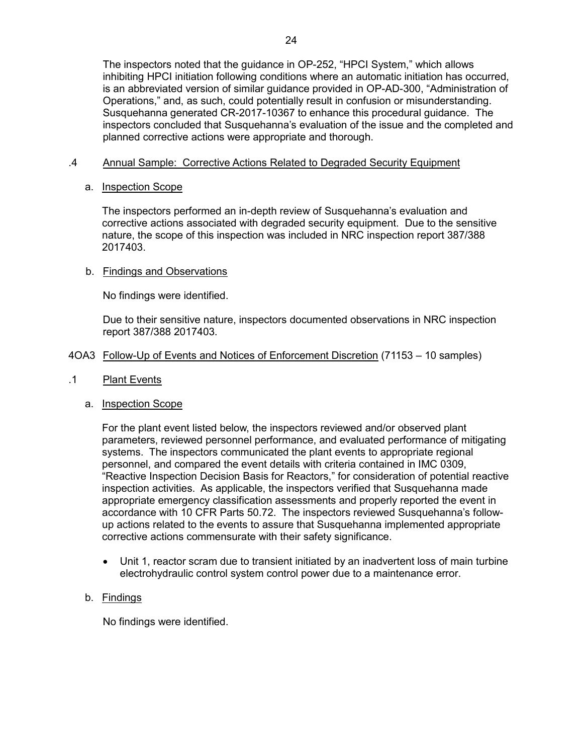The inspectors noted that the guidance in OP-252, "HPCI System," which allows inhibiting HPCI initiation following conditions where an automatic initiation has occurred, is an abbreviated version of similar guidance provided in OP-AD-300, "Administration of Operations," and, as such, could potentially result in confusion or misunderstanding. Susquehanna generated CR-2017-10367 to enhance this procedural guidance. The inspectors concluded that Susquehanna's evaluation of the issue and the completed and planned corrective actions were appropriate and thorough.

### .4 Annual Sample: Corrective Actions Related to Degraded Security Equipment

#### a. Inspection Scope

The inspectors performed an in-depth review of Susquehanna's evaluation and corrective actions associated with degraded security equipment. Due to the sensitive nature, the scope of this inspection was included in NRC inspection report 387/388 2017403.

#### b. Findings and Observations

No findings were identified.

Due to their sensitive nature, inspectors documented observations in NRC inspection report 387/388 2017403.

## 4OA3 Follow-Up of Events and Notices of Enforcement Discretion (71153 – 10 samples)

### .1 Plant Events

#### a. Inspection Scope

For the plant event listed below, the inspectors reviewed and/or observed plant parameters, reviewed personnel performance, and evaluated performance of mitigating systems. The inspectors communicated the plant events to appropriate regional personnel, and compared the event details with criteria contained in IMC 0309, "Reactive Inspection Decision Basis for Reactors," for consideration of potential reactive inspection activities. As applicable, the inspectors verified that Susquehanna made appropriate emergency classification assessments and properly reported the event in accordance with 10 CFR Parts 50.72. The inspectors reviewed Susquehanna's follow-up actions related to the events to assure that Susquehanna implemented appropriate corrective actions commensurate with their safety significance.

- Unit 1, reactor scram due to transient initiated by an inadvertent loss of main turbine electrohydraulic control system control power due to a maintenance error.

#### b. Findings

No findings were identified.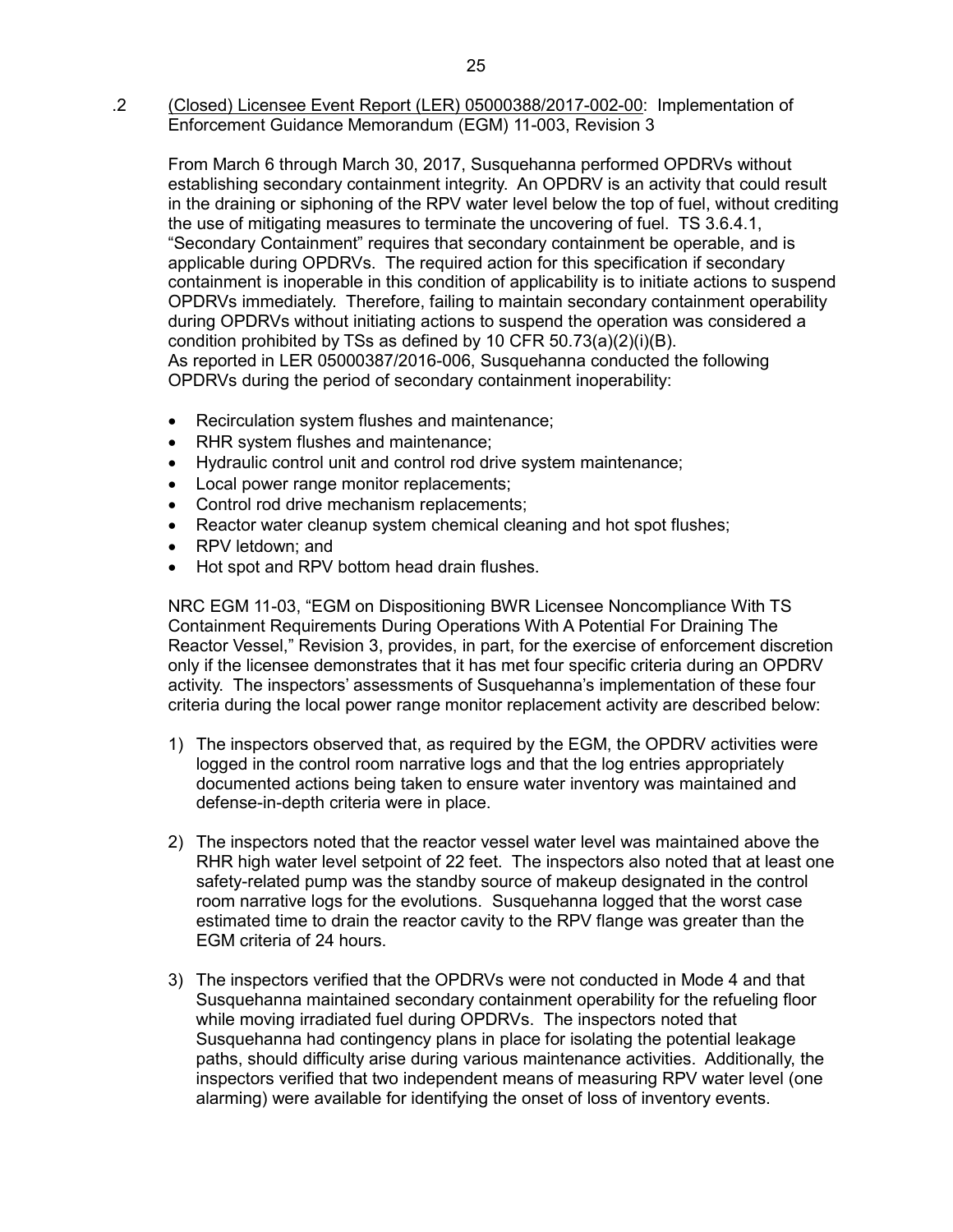.2 (Closed) Licensee Event Report (LER) 05000388/2017-002-00: Implementation of Enforcement Guidance Memorandum (EGM) 11-003, Revision 3

From March 6 through March 30, 2017, Susquehanna performed OPDRVs without establishing secondary containment integrity. An OPDRV is an activity that could result in the draining or siphoning of the RPV water level below the top of fuel, without crediting the use of mitigating measures to terminate the uncovering of fuel. TS 3.6.4.1, "Secondary Containment" requires that secondary containment be operable, and is applicable during OPDRVs. The required action for this specification if secondary containment is inoperable in this condition of applicability is to initiate actions to suspend OPDRVs immediately. Therefore, failing to maintain secondary containment operability during OPDRVs without initiating actions to suspend the operation was considered a condition prohibited by TSs as defined by 10 CFR 50.73(a)(2)(i)(B). As reported in LER 05000387/2016-006, Susquehanna conducted the following OPDRVs during the period of secondary containment inoperability:

- Recirculation system flushes and maintenance;
- RHR system flushes and maintenance;
- Hydraulic control unit and control rod drive system maintenance;
- Local power range monitor replacements;
- Control rod drive mechanism replacements;
- Reactor water cleanup system chemical cleaning and hot spot flushes;
- RPV letdown; and
- Hot spot and RPV bottom head drain flushes.

NRC EGM 11-03, "EGM on Dispositioning BWR Licensee Noncompliance With TS Containment Requirements During Operations With A Potential For Draining The Reactor Vessel," Revision 3, provides, in part, for the exercise of enforcement discretion only if the licensee demonstrates that it has met four specific criteria during an OPDRV activity. The inspectors' assessments of Susquehanna's implementation of these four criteria during the local power range monitor replacement activity are described below:

1) The inspectors observed that, as required by the EGM, the OPDRV activities were logged in the control room narrative logs and that the log entries appropriately documented actions being taken to ensure water inventory was maintained and defense-in-depth criteria were in place.

2) The inspectors noted that the reactor vessel water level was maintained above the RHR high water level setpoint of 22 feet. The inspectors also noted that at least one safety-related pump was the standby source of makeup designated in the control room narrative logs for the evolutions. Susquehanna logged that the worst case estimated time to drain the reactor cavity to the RPV flange was greater than the EGM criteria of 24 hours.

3) The inspectors verified that the OPDRVs were not conducted in Mode 4 and that Susquehanna maintained secondary containment operability for the refueling floor while moving irradiated fuel during OPDRVs. The inspectors noted that Susquehanna had contingency plans in place for isolating the potential leakage paths, should difficulty arise during various maintenance activities. Additionally, the inspectors verified that two independent means of measuring RPV water level (one alarming) were available for identifying the onset of loss of inventory events.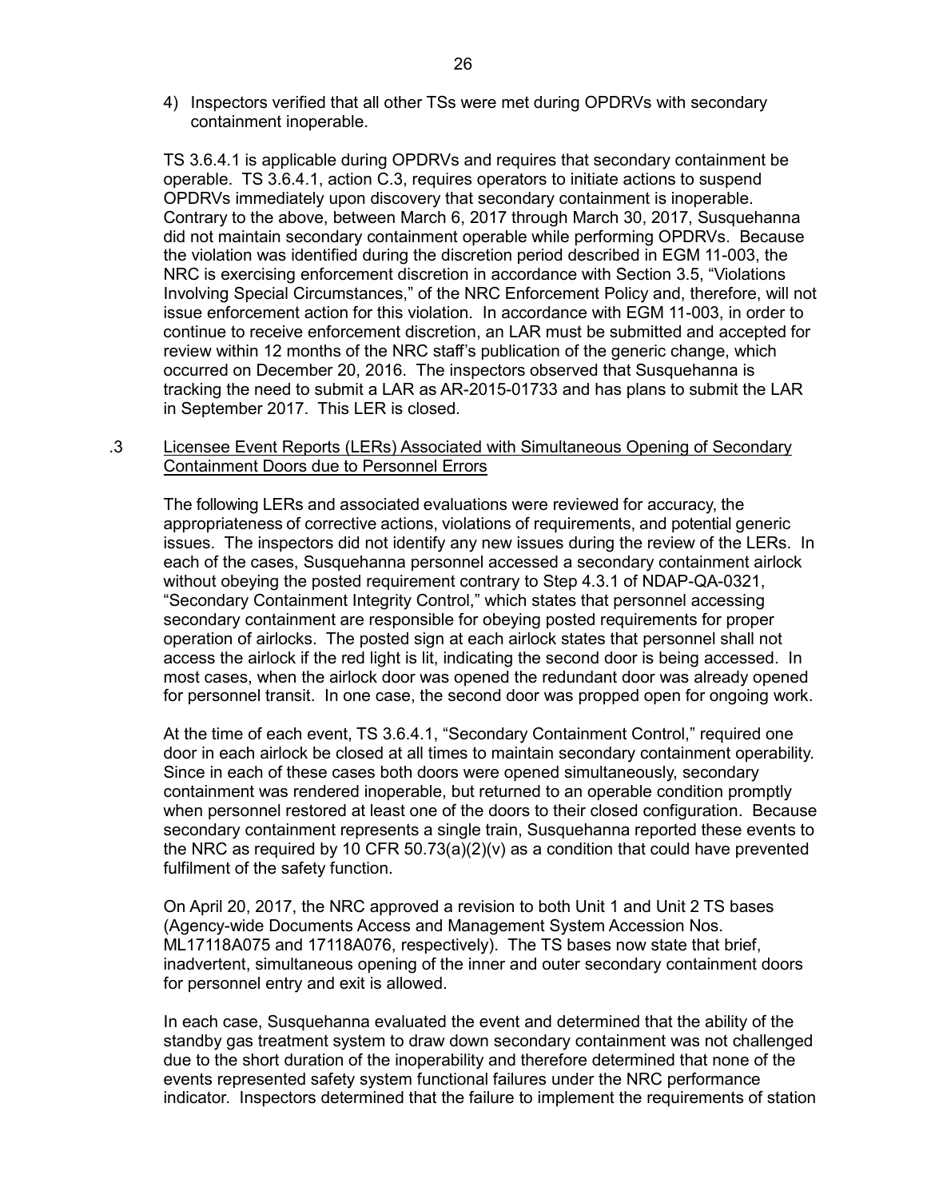4) Inspectors verified that all other TSs were met during OPDRVs with secondary containment inoperable.

TS 3.6.4.1 is applicable during OPDRVs and requires that secondary containment be operable. TS 3.6.4.1, action C.3, requires operators to initiate actions to suspend OPDRVs immediately upon discovery that secondary containment is inoperable. Contrary to the above, between March 6, 2017 through March 30, 2017, Susquehanna did not maintain secondary containment operable while performing OPDRVs. Because the violation was identified during the discretion period described in EGM 11-003, the NRC is exercising enforcement discretion in accordance with Section 3.5, "Violations Involving Special Circumstances," of the NRC Enforcement Policy and, therefore, will not issue enforcement action for this violation. In accordance with EGM 11-003, in order to continue to receive enforcement discretion, an LAR must be submitted and accepted for review within 12 months of the NRC staff's publication of the generic change, which occurred on December 20, 2016. The inspectors observed that Susquehanna is tracking the need to submit a LAR as AR-2015-01733 and has plans to submit the LAR in September 2017. This LER is closed.

### .3 Licensee Event Reports (LERs) Associated with Simultaneous Opening of Secondary Containment Doors due to Personnel Errors

The following LERs and associated evaluations were reviewed for accuracy, the appropriateness of corrective actions, violations of requirements, and potential generic issues. The inspectors did not identify any new issues during the review of the LERs. In each of the cases, Susquehanna personnel accessed a secondary containment airlock without obeying the posted requirement contrary to Step 4.3.1 of NDAP-QA-0321, "Secondary Containment Integrity Control," which states that personnel accessing secondary containment are responsible for obeying posted requirements for proper operation of airlocks. The posted sign at each airlock states that personnel shall not access the airlock if the red light is lit, indicating the second door is being accessed. In most cases, when the airlock door was opened the redundant door was already opened for personnel transit. In one case, the second door was propped open for ongoing work.

At the time of each event, TS 3.6.4.1, "Secondary Containment Control," required one door in each airlock be closed at all times to maintain secondary containment operability. Since in each of these cases both doors were opened simultaneously, secondary containment was rendered inoperable, but returned to an operable condition promptly when personnel restored at least one of the doors to their closed configuration. Because secondary containment represents a single train, Susquehanna reported these events to the NRC as required by 10 CFR 50.73(a)(2)(v) as a condition that could have prevented fulfilment of the safety function.

On April 20, 2017, the NRC approved a revision to both Unit 1 and Unit 2 TS bases (Agency-wide Documents Access and Management System Accession Nos. ML17118A075 and 17118A076, respectively). The TS bases now state that brief, inadvertent, simultaneous opening of the inner and outer secondary containment doors for personnel entry and exit is allowed.

In each case, Susquehanna evaluated the event and determined that the ability of the standby gas treatment system to draw down secondary containment was not challenged due to the short duration of the inoperability and therefore determined that none of the events represented safety system functional failures under the NRC performance indicator. Inspectors determined that the failure to implement the requirements of station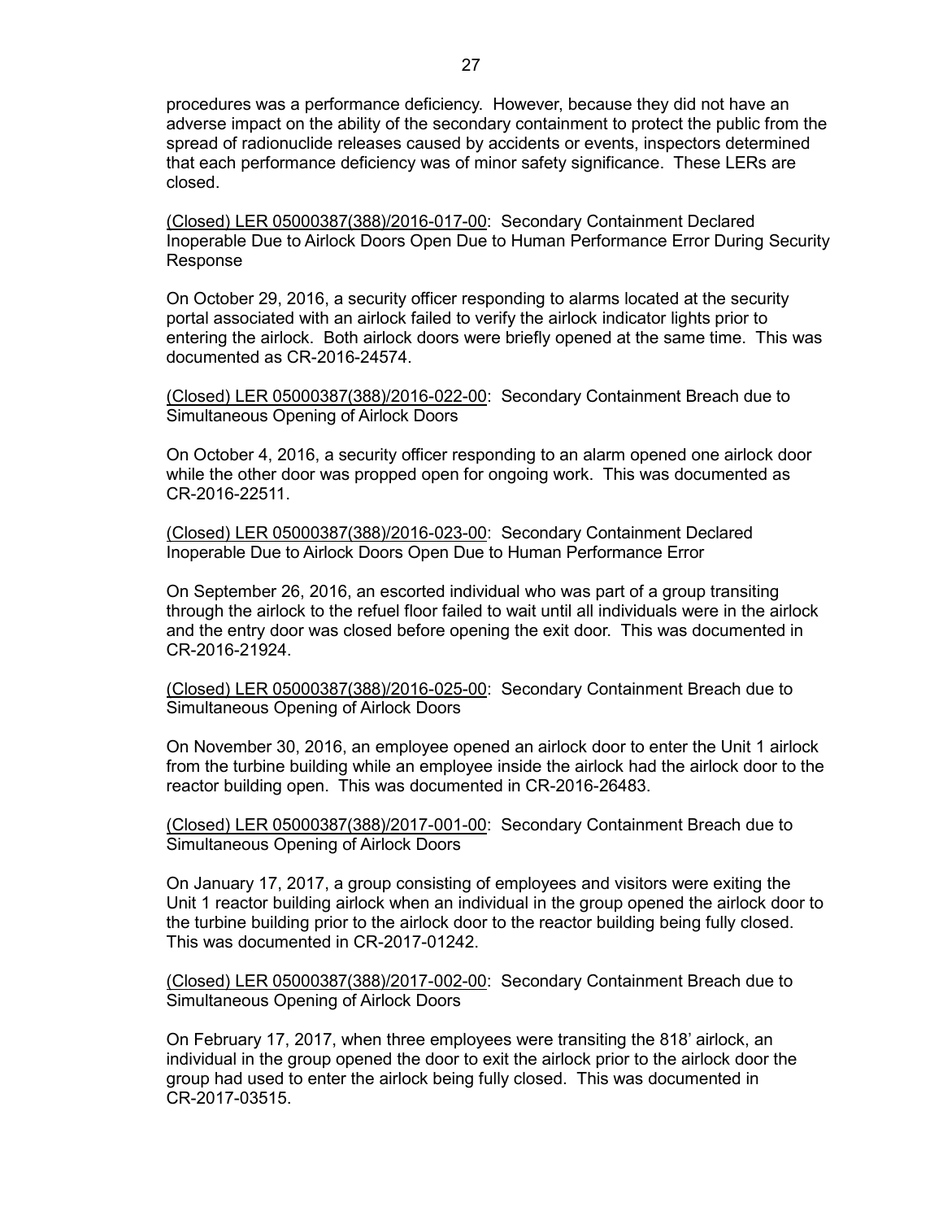procedures was a performance deficiency. However, because they did not have an adverse impact on the ability of the secondary containment to protect the public from the spread of radionuclide releases caused by accidents or events, inspectors determined that each performance deficiency was of minor safety significance. These LERs are closed.

<u>(Closed) LER 05000387(388)/2016-017-00</u>: Secondary Containment Declared Inoperable Due to Airlock Doors Open Due to Human Performance Error During Security Response

On October 29, 2016, a security officer responding to alarms located at the security portal associated with an airlock failed to verify the airlock indicator lights prior to entering the airlock. Both airlock doors were briefly opened at the same time. This was documented as CR-2016-24574.

<u>(Closed) LER 05000387(388)/2016-022-00</u>: Secondary Containment Breach due to Simultaneous Opening of Airlock Doors

On October 4, 2016, a security officer responding to an alarm opened one airlock door while the other door was propped open for ongoing work. This was documented as CR-2016-22511.

<u>(Closed) LER 05000387(388)/2016-023-00</u>: Secondary Containment Declared Inoperable Due to Airlock Doors Open Due to Human Performance Error

On September 26, 2016, an escorted individual who was part of a group transiting through the airlock to the refuel floor failed to wait until all individuals were in the airlock and the entry door was closed before opening the exit door. This was documented in CR-2016-21924.

<u>(Closed) LER 05000387(388)/2016-025-00</u>: Secondary Containment Breach due to Simultaneous Opening of Airlock Doors

On November 30, 2016, an employee opened an airlock door to enter the Unit 1 airlock from the turbine building while an employee inside the airlock had the airlock door to the reactor building open. This was documented in CR-2016-26483.

<u>(Closed) LER 05000387(388)/2017-001-00</u>: Secondary Containment Breach due to Simultaneous Opening of Airlock Doors

On January 17, 2017, a group consisting of employees and visitors were exiting the Unit 1 reactor building airlock when an individual in the group opened the airlock door to the turbine building prior to the airlock door to the reactor building being fully closed. This was documented in CR-2017-01242.

<u>(Closed) LER 05000387(388)/2017-002-00</u>: Secondary Containment Breach due to Simultaneous Opening of Airlock Doors

On February 17, 2017, when three employees were transiting the 818' airlock, an individual in the group opened the door to exit the airlock prior to the airlock door the group had used to enter the airlock being fully closed. This was documented in CR-2017-03515.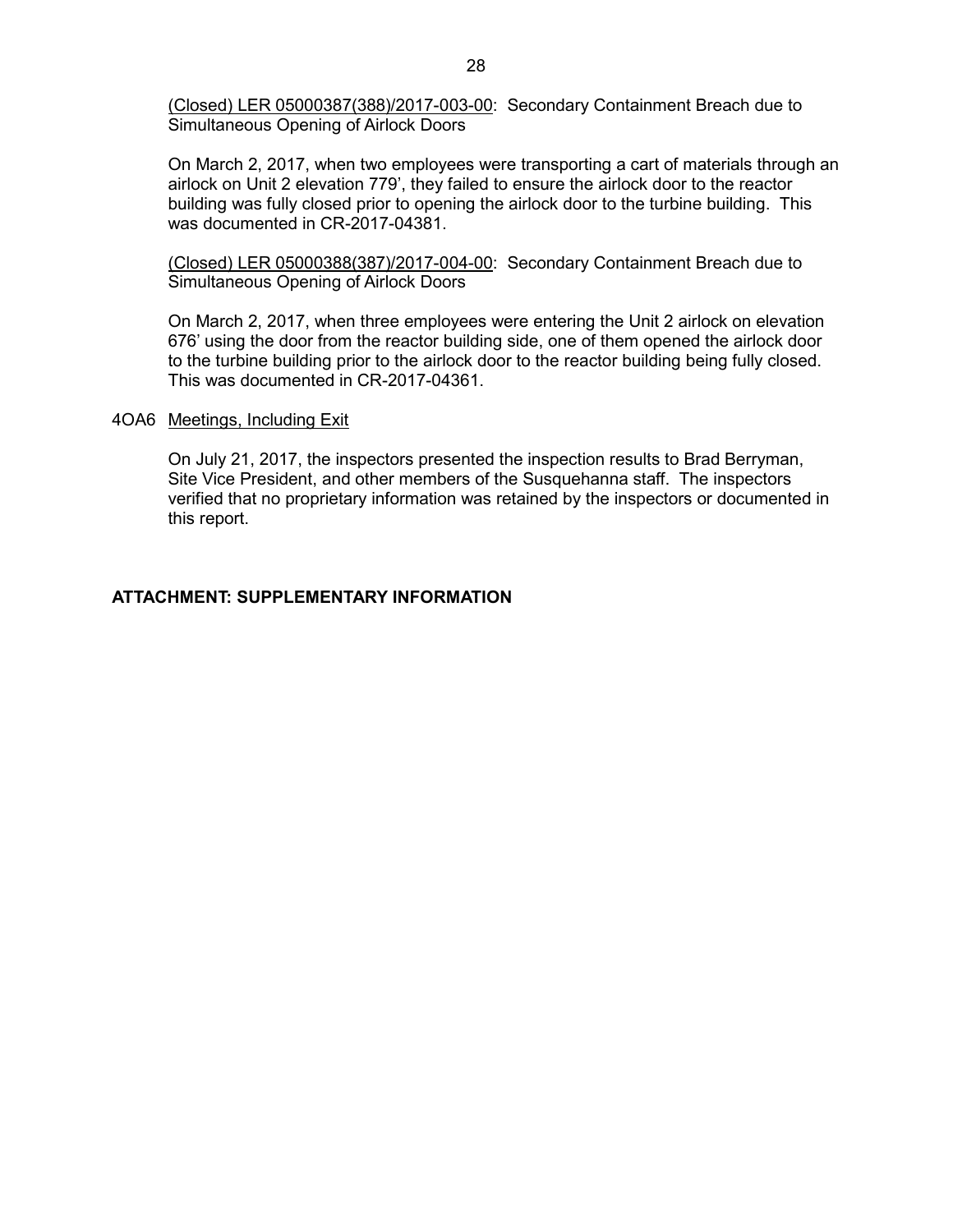(Closed) LER 05000387(388)/2017-003-00: Secondary Containment Breach due to Simultaneous Opening of Airlock Doors

On March 2, 2017, when two employees were transporting a cart of materials through an airlock on Unit 2 elevation 779', they failed to ensure the airlock door to the reactor building was fully closed prior to opening the airlock door to the turbine building. This was documented in CR-2017-04381.

(Closed) LER 05000388(387)/2017-004-00: Secondary Containment Breach due to Simultaneous Opening of Airlock Doors

On March 2, 2017, when three employees were entering the Unit 2 airlock on elevation 676' using the door from the reactor building side, one of them opened the airlock door to the turbine building prior to the airlock door to the reactor building being fully closed. This was documented in CR-2017-04361.

4OA6 Meetings, Including Exit

On July 21, 2017, the inspectors presented the inspection results to Brad Berryman, Site Vice President, and other members of the Susquehanna staff. The inspectors verified that no proprietary information was retained by the inspectors or documented in this report.

**ATTACHMENT: SUPPLEMENTARY INFORMATION**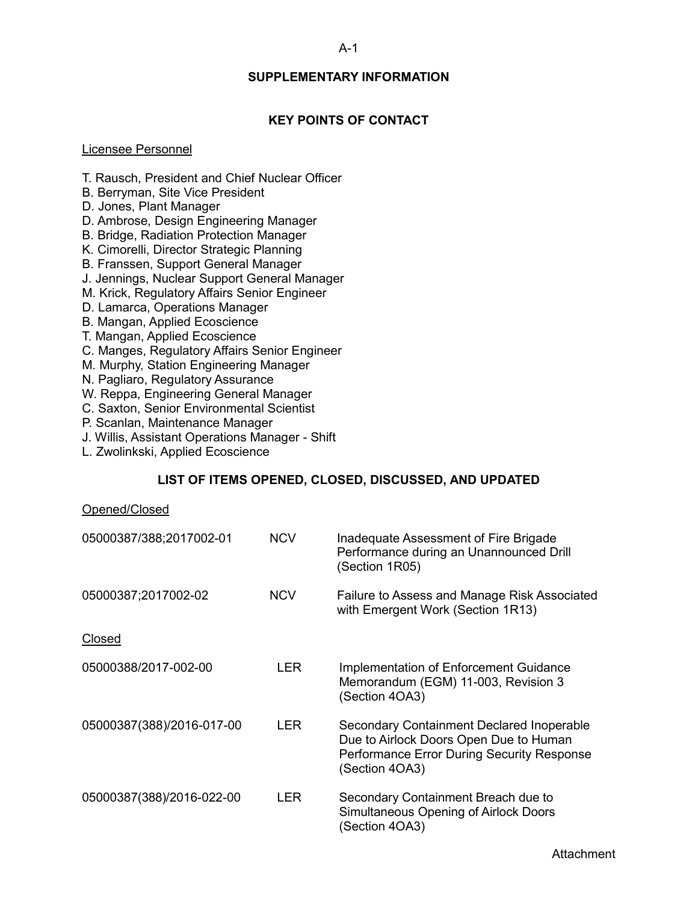## SUPPLEMENTARY INFORMATION

### KEY POINTS OF CONTACT

Licensee Personnel

T. Rausch, President and Chief Nuclear Officer
B. Berryman, Site Vice President
D. Jones, Plant Manager
D. Ambrose, Design Engineering Manager
B. Bridge, Radiation Protection Manager
K. Cimorelli, Director Strategic Planning
B. Franssen, Support General Manager
J. Jennings, Nuclear Support General Manager
M. Krick, Regulatory Affairs Senior Engineer
D. Lamarca, Operations Manager
B. Mangan, Applied Ecoscience
T. Mangan, Applied Ecoscience
C. Manges, Regulatory Affairs Senior Engineer
M. Murphy, Station Engineering Manager
N. Pagliaro, Regulatory Assurance
W. Reppa, Engineering General Manager
C. Saxton, Senior Environmental Scientist
P. Scanlan, Maintenance Manager
J. Willis, Assistant Operations Manager - Shift
L. Zwolinkski, Applied Ecoscience

### LIST OF ITEMS OPENED, CLOSED, DISCUSSED, AND UPDATED

Opened/Closed

| | | |
|---|---|---|
| 05000387/388;2017002-01 | NCV | Inadequate Assessment of Fire Brigade Performance during an Unannounced Drill (Section 1R05) |
| 05000387;2017002-02 | NCV | Failure to Assess and Manage Risk Associated with Emergent Work (Section 1R13) |

Closed

| | | |
|---|---|---|
| 05000388/2017-002-00 | LER | Implementation of Enforcement Guidance Memorandum (EGM) 11-003, Revision 3 (Section 4OA3) |
| 05000387(388)/2016-017-00 | LER | Secondary Containment Declared Inoperable Due to Airlock Doors Open Due to Human Performance Error During Security Response (Section 4OA3) |
| 05000387(388)/2016-022-00 | LER | Secondary Containment Breach due to Simultaneous Opening of Airlock Doors (Section 4OA3) |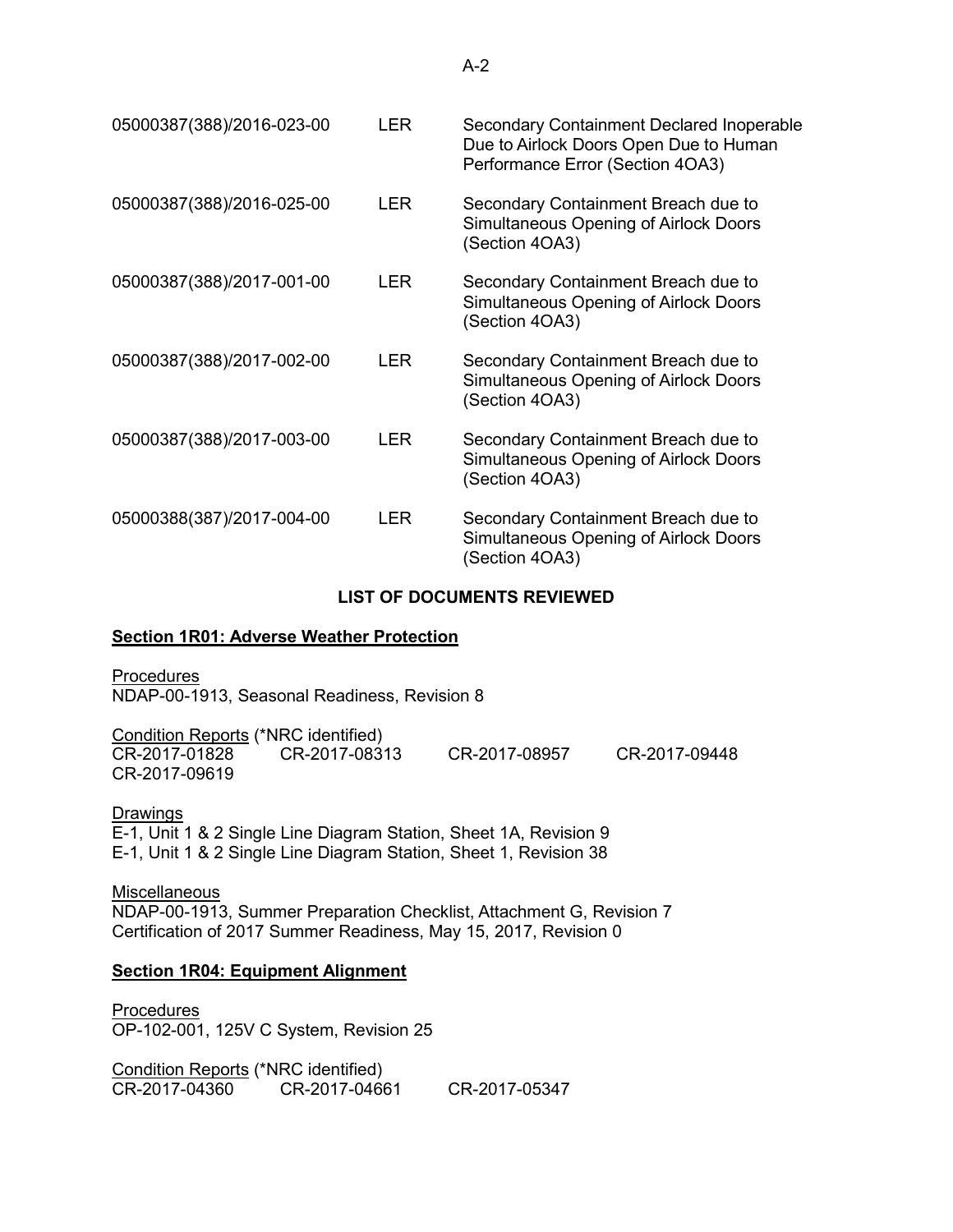| | | |
|---|---|---|
| 05000387(388)/2016-023-00 | LER | Secondary Containment Declared Inoperable Due to Airlock Doors Open Due to Human Performance Error (Section 4OA3) |
| 05000387(388)/2016-025-00 | LER | Secondary Containment Breach due to Simultaneous Opening of Airlock Doors (Section 4OA3) |
| 05000387(388)/2017-001-00 | LER | Secondary Containment Breach due to Simultaneous Opening of Airlock Doors (Section 4OA3) |
| 05000387(388)/2017-002-00 | LER | Secondary Containment Breach due to Simultaneous Opening of Airlock Doors (Section 4OA3) |
| 05000387(388)/2017-003-00 | LER | Secondary Containment Breach due to Simultaneous Opening of Airlock Doors (Section 4OA3) |
| 05000388(387)/2017-004-00 | LER | Secondary Containment Breach due to Simultaneous Opening of Airlock Doors (Section 4OA3) |

## LIST OF DOCUMENTS REVIEWED

### Section 1R01: Adverse Weather Protection

Procedures
NDAP-00-1913, Seasonal Readiness, Revision 8

Condition Reports (*NRC identified)
CR-2017-01828 CR-2017-08313 CR-2017-08957 CR-2017-09448
CR-2017-09619

Drawings
E-1, Unit 1 & 2 Single Line Diagram Station, Sheet 1A, Revision 9
E-1, Unit 1 & 2 Single Line Diagram Station, Sheet 1, Revision 38

Miscellaneous
NDAP-00-1913, Summer Preparation Checklist, Attachment G, Revision 7
Certification of 2017 Summer Readiness, May 15, 2017, Revision 0

### Section 1R04: Equipment Alignment

Procedures
OP-102-001, 125V C System, Revision 25

Condition Reports (*NRC identified)
CR-2017-04360 CR-2017-04661 CR-2017-05347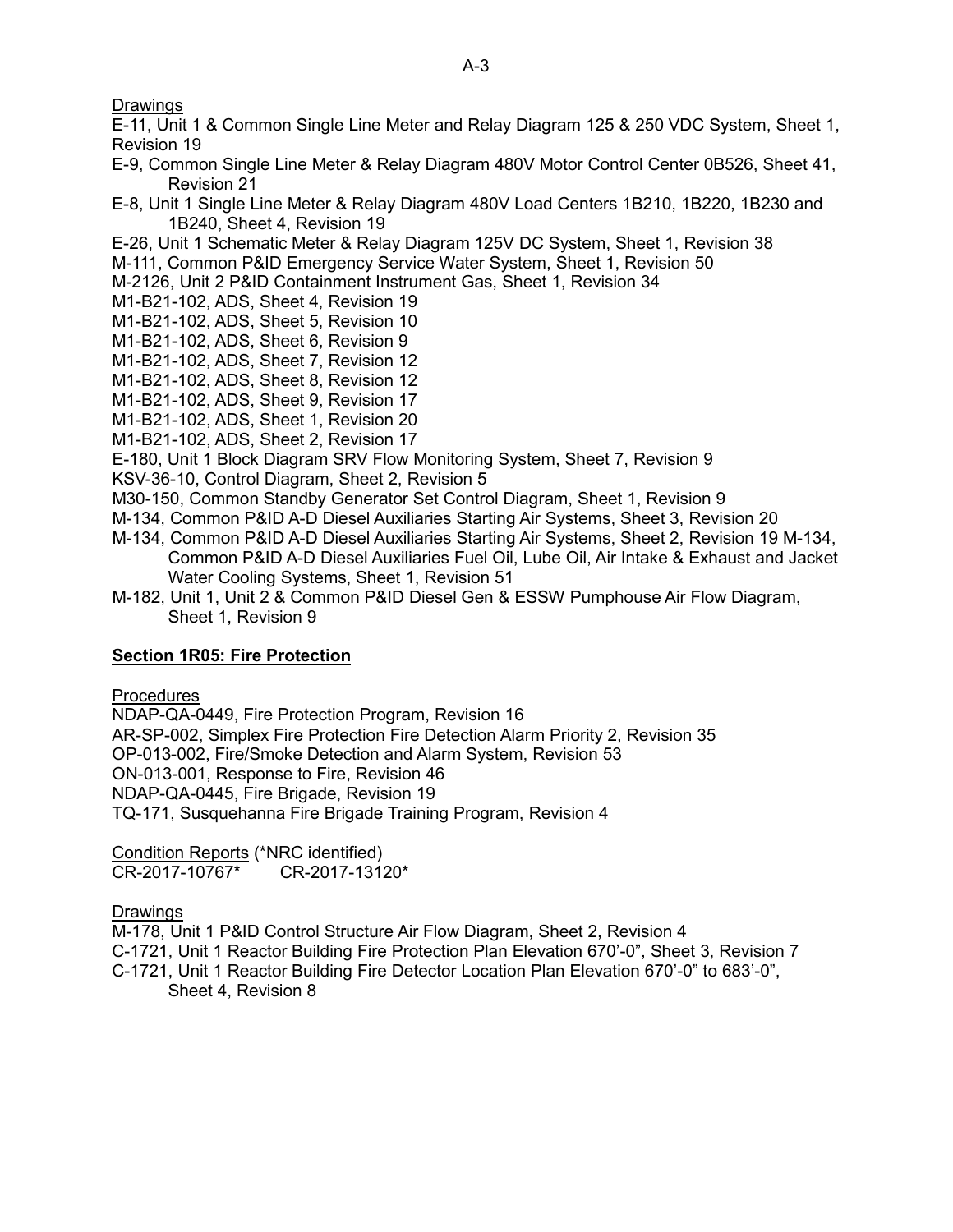Drawings

E-11, Unit 1 & Common Single Line Meter and Relay Diagram 125 & 250 VDC System, Sheet 1, Revision 19

E-9, Common Single Line Meter & Relay Diagram 480V Motor Control Center 0B526, Sheet 41, Revision 21

E-8, Unit 1 Single Line Meter & Relay Diagram 480V Load Centers 1B210, 1B220, 1B230 and 1B240, Sheet 4, Revision 19

E-26, Unit 1 Schematic Meter & Relay Diagram 125V DC System, Sheet 1, Revision 38

M-111, Common P&ID Emergency Service Water System, Sheet 1, Revision 50

M-2126, Unit 2 P&ID Containment Instrument Gas, Sheet 1, Revision 34

M1-B21-102, ADS, Sheet 4, Revision 19

M1-B21-102, ADS, Sheet 5, Revision 10

M1-B21-102, ADS, Sheet 6, Revision 9

M1-B21-102, ADS, Sheet 7, Revision 12

M1-B21-102, ADS, Sheet 8, Revision 12

M1-B21-102, ADS, Sheet 9, Revision 17

M1-B21-102, ADS, Sheet 1, Revision 20

M1-B21-102, ADS, Sheet 2, Revision 17

E-180, Unit 1 Block Diagram SRV Flow Monitoring System, Sheet 7, Revision 9

KSV-36-10, Control Diagram, Sheet 2, Revision 5

M30-150, Common Standby Generator Set Control Diagram, Sheet 1, Revision 9

M-134, Common P&ID A-D Diesel Auxiliaries Starting Air Systems, Sheet 3, Revision 20

M-134, Common P&ID A-D Diesel Auxiliaries Starting Air Systems, Sheet 2, Revision 19 M-134, Common P&ID A-D Diesel Auxiliaries Fuel Oil, Lube Oil, Air Intake & Exhaust and Jacket Water Cooling Systems, Sheet 1, Revision 51

M-182, Unit 1, Unit 2 & Common P&ID Diesel Gen & ESSW Pumphouse Air Flow Diagram, Sheet 1, Revision 9

**Section 1R05: Fire Protection**

Procedures

NDAP-QA-0449, Fire Protection Program, Revision 16

AR-SP-002, Simplex Fire Protection Fire Detection Alarm Priority 2, Revision 35

OP-013-002, Fire/Smoke Detection and Alarm System, Revision 53

ON-013-001, Response to Fire, Revision 46

NDAP-QA-0445, Fire Brigade, Revision 19

TQ-171, Susquehanna Fire Brigade Training Program, Revision 4

Condition Reports (*NRC identified)

CR-2017-10767*     CR-2017-13120*

Drawings

M-178, Unit 1 P&ID Control Structure Air Flow Diagram, Sheet 2, Revision 4

C-1721, Unit 1 Reactor Building Fire Protection Plan Elevation 670'-0", Sheet 3, Revision 7

C-1721, Unit 1 Reactor Building Fire Detector Location Plan Elevation 670'-0" to 683'-0", Sheet 4, Revision 8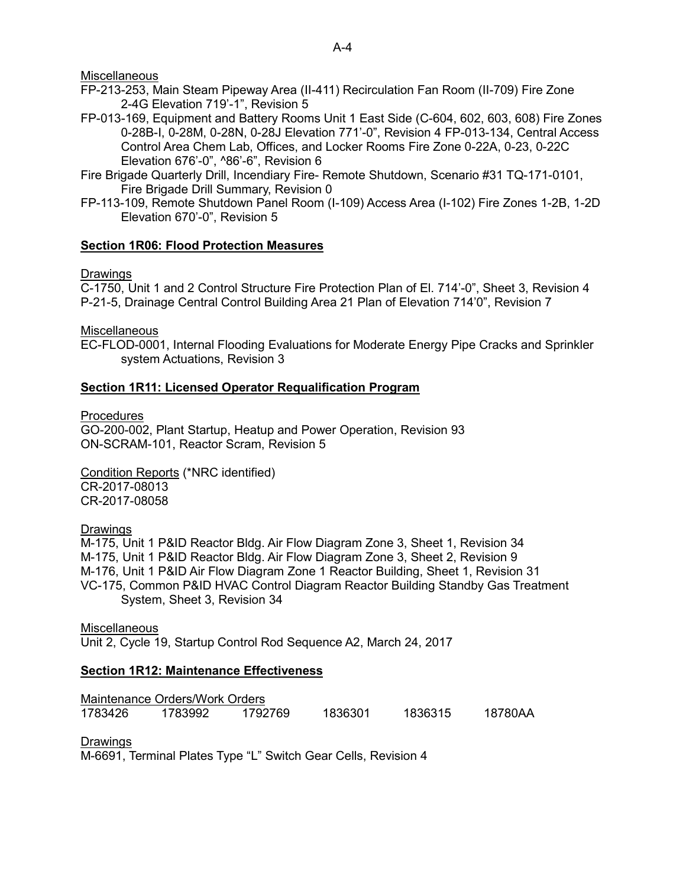Miscellaneous

FP-213-253, Main Steam Pipeway Area (II-411) Recirculation Fan Room (II-709) Fire Zone 2-4G Elevation 719'-1", Revision 5

FP-013-169, Equipment and Battery Rooms Unit 1 East Side (C-604, 602, 603, 608) Fire Zones 0-28B-I, 0-28M, 0-28N, 0-28J Elevation 771'-0", Revision 4 FP-013-134, Central Access Control Area Chem Lab, Offices, and Locker Rooms Fire Zone 0-22A, 0-23, 0-22C Elevation 676'-0", ^86'-6", Revision 6

Fire Brigade Quarterly Drill, Incendiary Fire- Remote Shutdown, Scenario #31 TQ-171-0101, Fire Brigade Drill Summary, Revision 0

FP-113-109, Remote Shutdown Panel Room (I-109) Access Area (I-102) Fire Zones 1-2B, 1-2D Elevation 670'-0", Revision 5

## Section 1R06: Flood Protection Measures

Drawings

C-1750, Unit 1 and 2 Control Structure Fire Protection Plan of El. 714'-0", Sheet 3, Revision 4
P-21-5, Drainage Central Control Building Area 21 Plan of Elevation 714'0", Revision 7

Miscellaneous

EC-FLOD-0001, Internal Flooding Evaluations for Moderate Energy Pipe Cracks and Sprinkler system Actuations, Revision 3

## Section 1R11: Licensed Operator Requalification Program

Procedures

GO-200-002, Plant Startup, Heatup and Power Operation, Revision 93
ON-SCRAM-101, Reactor Scram, Revision 5

Condition Reports (*NRC identified)

CR-2017-08013
CR-2017-08058

Drawings

M-175, Unit 1 P&ID Reactor Bldg. Air Flow Diagram Zone 3, Sheet 1, Revision 34
M-175, Unit 1 P&ID Reactor Bldg. Air Flow Diagram Zone 3, Sheet 2, Revision 9
M-176, Unit 1 P&ID Air Flow Diagram Zone 1 Reactor Building, Sheet 1, Revision 31
VC-175, Common P&ID HVAC Control Diagram Reactor Building Standby Gas Treatment System, Sheet 3, Revision 34

Miscellaneous

Unit 2, Cycle 19, Startup Control Rod Sequence A2, March 24, 2017

## Section 1R12: Maintenance Effectiveness

Maintenance Orders/Work Orders

1783426 1783992 1792769 1836301 1836315 18780AA

Drawings

M-6691, Terminal Plates Type "L" Switch Gear Cells, Revision 4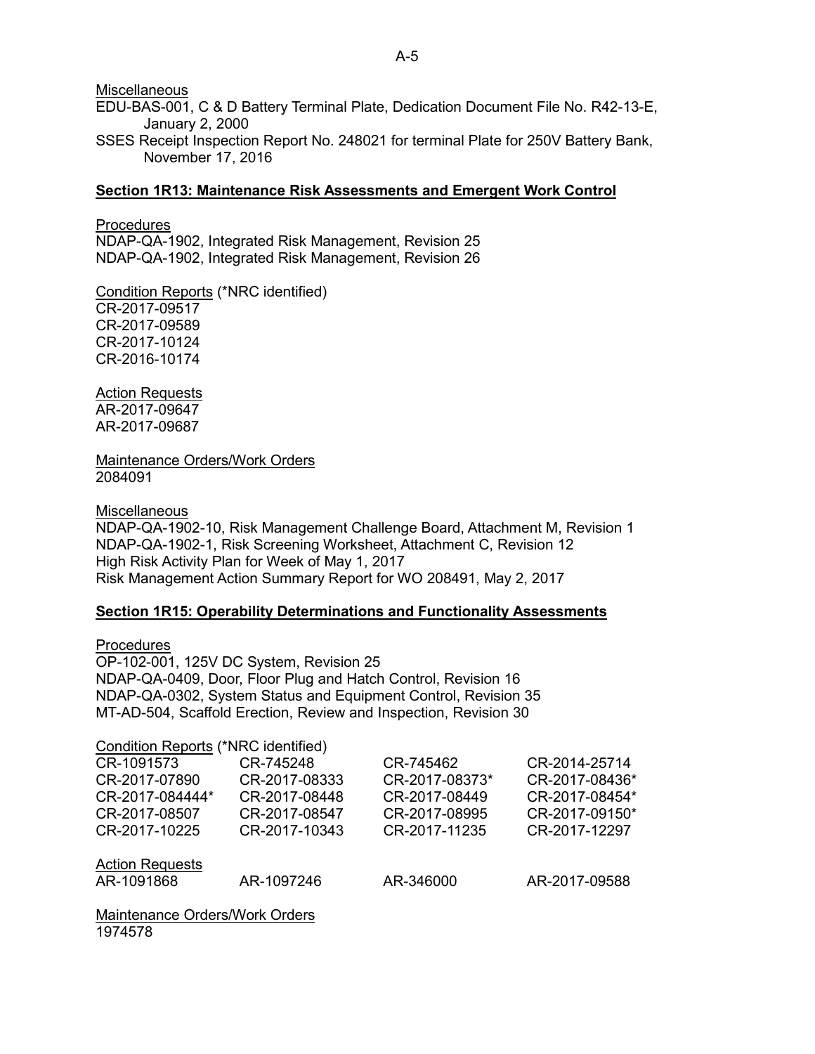Miscellaneous

EDU-BAS-001, C & D Battery Terminal Plate, Dedication Document File No. R42-13-E, January 2, 2000

SSES Receipt Inspection Report No. 248021 for terminal Plate for 250V Battery Bank, November 17, 2016

## Section 1R13: Maintenance Risk Assessments and Emergent Work Control

Procedures

NDAP-QA-1902, Integrated Risk Management, Revision 25
NDAP-QA-1902, Integrated Risk Management, Revision 26

Condition Reports (*NRC identified)

CR-2017-09517
CR-2017-09589
CR-2017-10124
CR-2016-10174

Action Requests

AR-2017-09647
AR-2017-09687

Maintenance Orders/Work Orders

2084091

Miscellaneous

NDAP-QA-1902-10, Risk Management Challenge Board, Attachment M, Revision 1
NDAP-QA-1902-1, Risk Screening Worksheet, Attachment C, Revision 12
High Risk Activity Plan for Week of May 1, 2017
Risk Management Action Summary Report for WO 208491, May 2, 2017

## Section 1R15: Operability Determinations and Functionality Assessments

Procedures

OP-102-001, 125V DC System, Revision 25
NDAP-QA-0409, Door, Floor Plug and Hatch Control, Revision 16
NDAP-QA-0302, System Status and Equipment Control, Revision 35
MT-AD-504, Scaffold Erection, Review and Inspection, Revision 30

Condition Reports (*NRC identified)

CR-1091573
CR-745248
CR-745462
CR-2014-25714
CR-2017-07890
CR-2017-08333
CR-2017-08373*
CR-2017-08436*
CR-2017-084444*
CR-2017-08448
CR-2017-08449
CR-2017-08454*
CR-2017-08507
CR-2017-08547
CR-2017-08995
CR-2017-09150*
CR-2017-10225
CR-2017-10343
CR-2017-11235
CR-2017-12297

Action Requests

AR-1091868
AR-1097246
AR-346000
AR-2017-09588

Maintenance Orders/Work Orders

1974578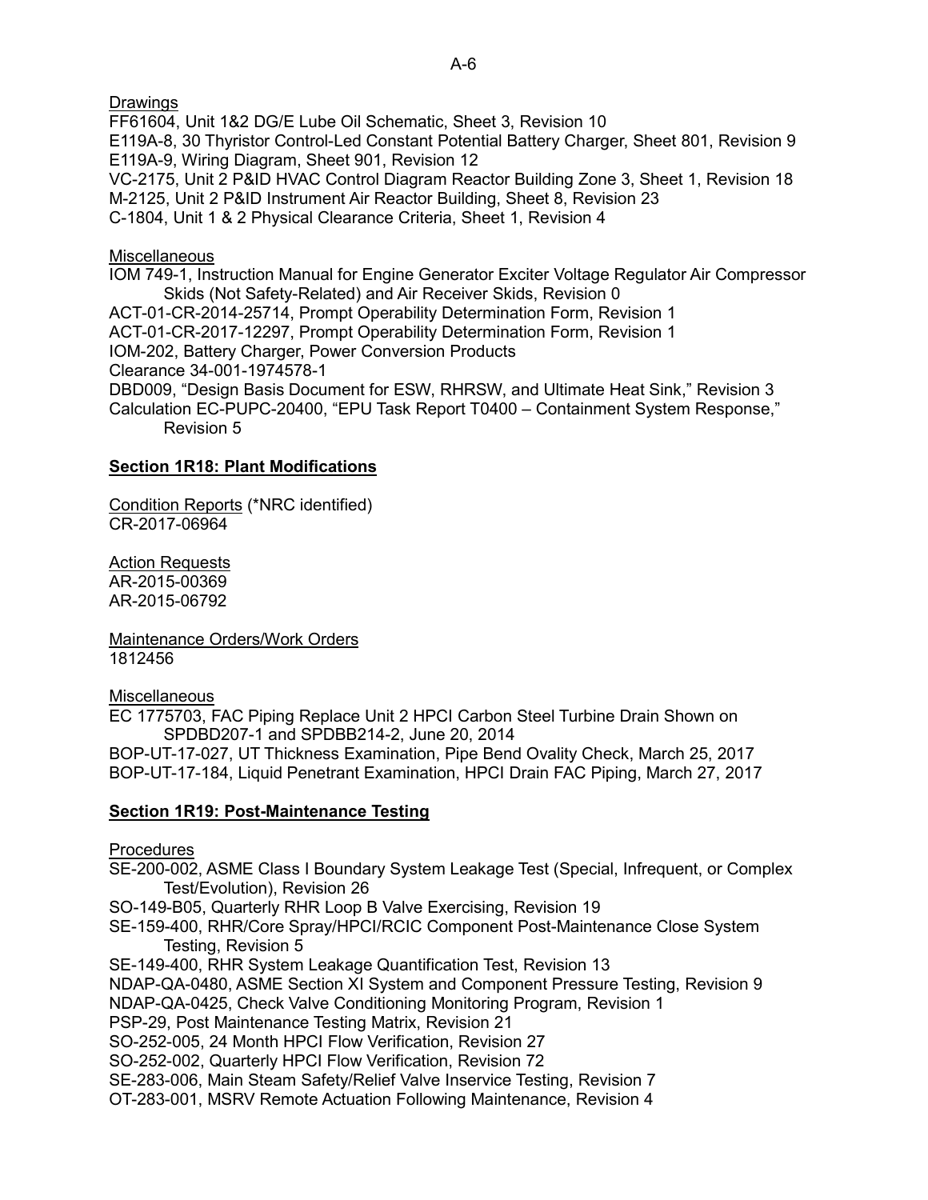Drawings

FF61604, Unit 1&2 DG/E Lube Oil Schematic, Sheet 3, Revision 10
E119A-8, 30 Thyristor Control-Led Constant Potential Battery Charger, Sheet 801, Revision 9
E119A-9, Wiring Diagram, Sheet 901, Revision 12
VC-2175, Unit 2 P&ID HVAC Control Diagram Reactor Building Zone 3, Sheet 1, Revision 18
M-2125, Unit 2 P&ID Instrument Air Reactor Building, Sheet 8, Revision 23
C-1804, Unit 1 & 2 Physical Clearance Criteria, Sheet 1, Revision 4

Miscellaneous

IOM 749-1, Instruction Manual for Engine Generator Exciter Voltage Regulator Air Compressor Skids (Not Safety-Related) and Air Receiver Skids, Revision 0
ACT-01-CR-2014-25714, Prompt Operability Determination Form, Revision 1
ACT-01-CR-2017-12297, Prompt Operability Determination Form, Revision 1
IOM-202, Battery Charger, Power Conversion Products
Clearance 34-001-1974578-1
DBD009, "Design Basis Document for ESW, RHRSW, and Ultimate Heat Sink," Revision 3
Calculation EC-PUPC-20400, "EPU Task Report T0400 – Containment System Response," Revision 5

## Section 1R18: Plant Modifications

Condition Reports (*NRC identified)
CR-2017-06964

Action Requests
AR-2015-00369
AR-2015-06792

Maintenance Orders/Work Orders
1812456

Miscellaneous

EC 1775703, FAC Piping Replace Unit 2 HPCI Carbon Steel Turbine Drain Shown on SPDBD207-1 and SPDBB214-2, June 20, 2014
BOP-UT-17-027, UT Thickness Examination, Pipe Bend Ovality Check, March 25, 2017
BOP-UT-17-184, Liquid Penetrant Examination, HPCI Drain FAC Piping, March 27, 2017

## Section 1R19: Post-Maintenance Testing

Procedures

SE-200-002, ASME Class I Boundary System Leakage Test (Special, Infrequent, or Complex Test/Evolution), Revision 26
SO-149-B05, Quarterly RHR Loop B Valve Exercising, Revision 19
SE-159-400, RHR/Core Spray/HPCI/RCIC Component Post-Maintenance Close System Testing, Revision 5
SE-149-400, RHR System Leakage Quantification Test, Revision 13
NDAP-QA-0480, ASME Section XI System and Component Pressure Testing, Revision 9
NDAP-QA-0425, Check Valve Conditioning Monitoring Program, Revision 1
PSP-29, Post Maintenance Testing Matrix, Revision 21
SO-252-005, 24 Month HPCI Flow Verification, Revision 27
SO-252-002, Quarterly HPCI Flow Verification, Revision 72
SE-283-006, Main Steam Safety/Relief Valve Inservice Testing, Revision 7
OT-283-001, MSRV Remote Actuation Following Maintenance, Revision 4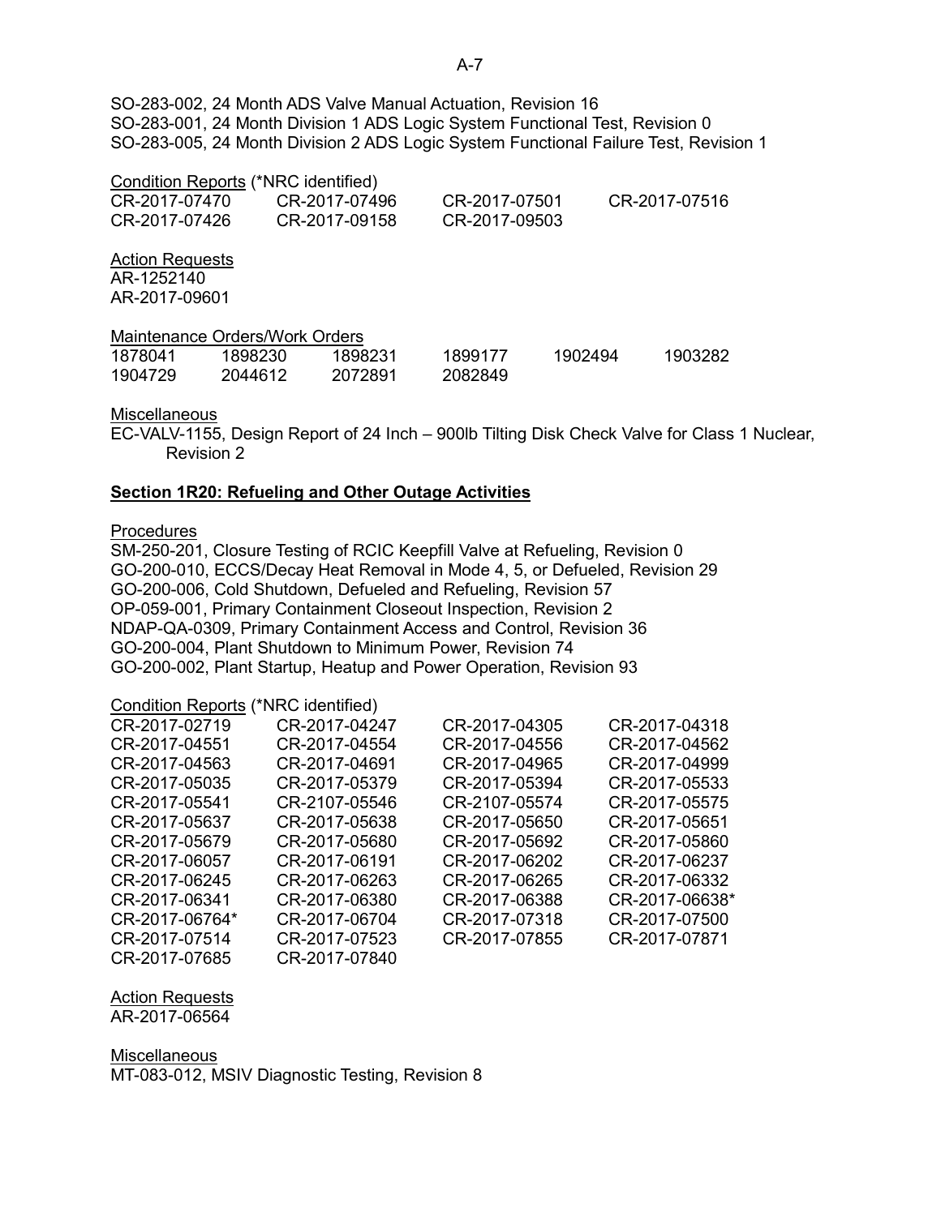SO-283-002, 24 Month ADS Valve Manual Actuation, Revision 16
SO-283-001, 24 Month Division 1 ADS Logic System Functional Test, Revision 0
SO-283-005, 24 Month Division 2 ADS Logic System Functional Failure Test, Revision 1

Condition Reports (*NRC identified)

CR-2017-07470 CR-2017-07496 CR-2017-07501 CR-2017-07516
CR-2017-07426 CR-2017-09158 CR-2017-09503

Action Requests

AR-1252140
AR-2017-09601

Maintenance Orders/Work Orders

1878041 1898230 1898231 1899177 1902494 1903282
1904729 2044612 2072891 2082849

Miscellaneous

EC-VALV-1155, Design Report of 24 Inch – 900lb Tilting Disk Check Valve for Class 1 Nuclear, Revision 2

**Section 1R20: Refueling and Other Outage Activities**

Procedures

SM-250-201, Closure Testing of RCIC Keepfill Valve at Refueling, Revision 0
GO-200-010, ECCS/Decay Heat Removal in Mode 4, 5, or Defueled, Revision 29
GO-200-006, Cold Shutdown, Defueled and Refueling, Revision 57
OP-059-001, Primary Containment Closeout Inspection, Revision 2
NDAP-QA-0309, Primary Containment Access and Control, Revision 36
GO-200-004, Plant Shutdown to Minimum Power, Revision 74
GO-200-002, Plant Startup, Heatup and Power Operation, Revision 93

Condition Reports (*NRC identified)

CR-2017-02719 CR-2017-04247 CR-2017-04305 CR-2017-04318
CR-2017-04551 CR-2017-04554 CR-2017-04556 CR-2017-04562
CR-2017-04563 CR-2017-04691 CR-2017-04965 CR-2017-04999
CR-2017-05035 CR-2017-05379 CR-2017-05394 CR-2017-05533
CR-2017-05541 CR-2107-05546 CR-2107-05574 CR-2017-05575
CR-2017-05637 CR-2017-05638 CR-2017-05650 CR-2017-05651
CR-2017-05679 CR-2017-05680 CR-2017-05692 CR-2017-05860
CR-2017-06057 CR-2017-06191 CR-2017-06202 CR-2017-06237
CR-2017-06245 CR-2017-06263 CR-2017-06265 CR-2017-06332
CR-2017-06341 CR-2017-06380 CR-2017-06388 CR-2017-06638*
CR-2017-06764* CR-2017-06704 CR-2017-07318 CR-2017-07500
CR-2017-07514 CR-2017-07523 CR-2017-07855 CR-2017-07871
CR-2017-07685 CR-2017-07840

Action Requests

AR-2017-06564

Miscellaneous

MT-083-012, MSIV Diagnostic Testing, Revision 8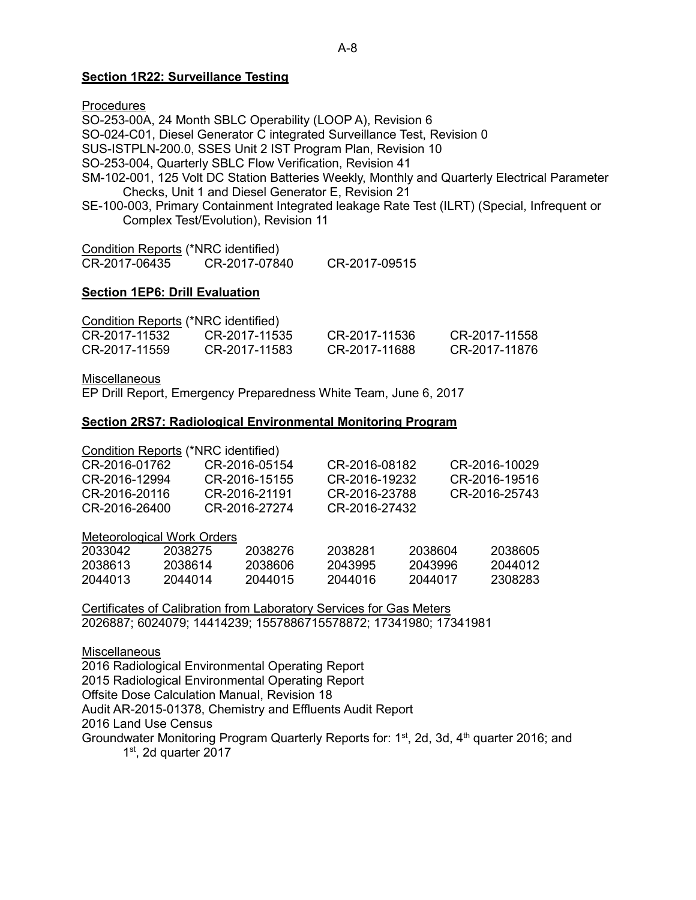**Section 1R22: Surveillance Testing**

Procedures

SO-253-00A, 24 Month SBLC Operability (LOOP A), Revision 6
SO-024-C01, Diesel Generator C integrated Surveillance Test, Revision 0
SUS-ISTPLN-200.0, SSES Unit 2 IST Program Plan, Revision 10
SO-253-004, Quarterly SBLC Flow Verification, Revision 41
SM-102-001, 125 Volt DC Station Batteries Weekly, Monthly and Quarterly Electrical Parameter Checks, Unit 1 and Diesel Generator E, Revision 21
SE-100-003, Primary Containment Integrated leakage Rate Test (ILRT) (Special, Infrequent or Complex Test/Evolution), Revision 11

Condition Reports (*NRC identified)

| | | |
|---|---|---|
| CR-2017-06435 | CR-2017-07840 | CR-2017-09515 |

**Section 1EP6: Drill Evaluation**

Condition Reports (*NRC identified)

| | | | |
|---|---|---|---|
| CR-2017-11532 | CR-2017-11535 | CR-2017-11536 | CR-2017-11558 |
| CR-2017-11559 | CR-2017-11583 | CR-2017-11688 | CR-2017-11876 |

Miscellaneous

EP Drill Report, Emergency Preparedness White Team, June 6, 2017

**Section 2RS7: Radiological Environmental Monitoring Program**

Condition Reports (*NRC identified)

| | | | |
|---|---|---|---|
| CR-2016-01762 | CR-2016-05154 | CR-2016-08182 | CR-2016-10029 |
| CR-2016-12994 | CR-2016-15155 | CR-2016-19232 | CR-2016-19516 |
| CR-2016-20116 | CR-2016-21191 | CR-2016-23788 | CR-2016-25743 |
| CR-2016-26400 | CR-2016-27274 | CR-2016-27432 | |

Meteorological Work Orders

| | | | | | |
|---|---|---|---|---|---|
| 2033042 | 2038275 | 2038276 | 2038281 | 2038604 | 2038605 |
| 2038613 | 2038614 | 2038606 | 2043995 | 2043996 | 2044012 |
| 2044013 | 2044014 | 2044015 | 2044016 | 2044017 | 2308283 |

Certificates of Calibration from Laboratory Services for Gas Meters

2026887; 6024079; 14414239; 1557886715578872; 17341980; 17341981

Miscellaneous

2016 Radiological Environmental Operating Report
2015 Radiological Environmental Operating Report
Offsite Dose Calculation Manual, Revision 18
Audit AR-2015-01378, Chemistry and Effluents Audit Report
2016 Land Use Census
Groundwater Monitoring Program Quarterly Reports for: 1st, 2d, 3d, 4th quarter 2016; and 1st, 2d quarter 2017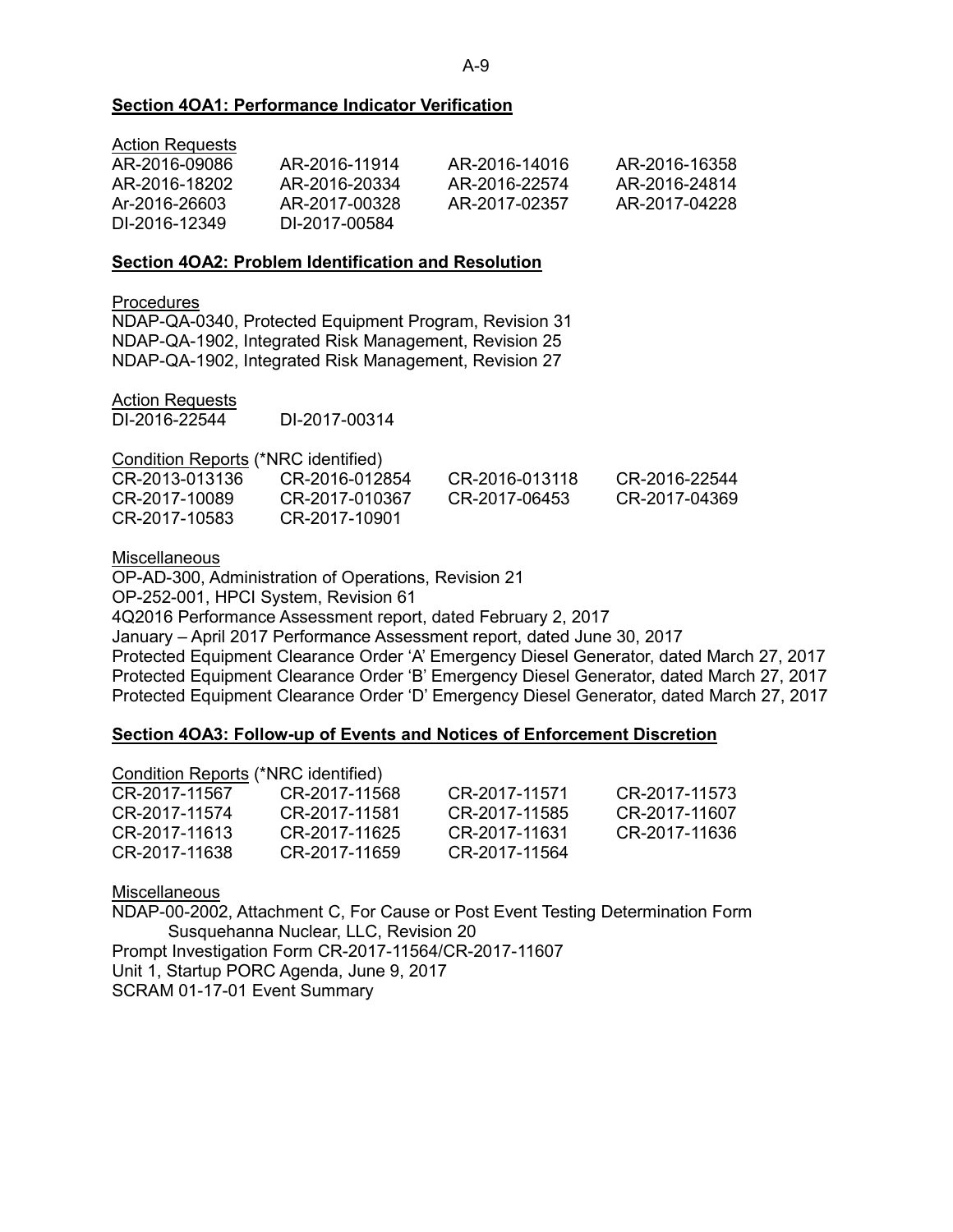**Section 4OA1: Performance Indicator Verification**

Action Requests

| | | | |
|---|---|---|---|
| AR-2016-09086 | AR-2016-11914 | AR-2016-14016 | AR-2016-16358 |
| AR-2016-18202 | AR-2016-20334 | AR-2016-22574 | AR-2016-24814 |
| Ar-2016-26603 | AR-2017-00328 | AR-2017-02357 | AR-2017-04228 |
| DI-2016-12349 | DI-2017-00584 | | |

**Section 4OA2: Problem Identification and Resolution**

Procedures

NDAP-QA-0340, Protected Equipment Program, Revision 31
NDAP-QA-1902, Integrated Risk Management, Revision 25
NDAP-QA-1902, Integrated Risk Management, Revision 27

Action Requests

| | |
|---|---|
| DI-2016-22544 | DI-2017-00314 |

Condition Reports (*NRC identified)

| | | | |
|---|---|---|---|
| CR-2013-013136 | CR-2016-012854 | CR-2016-013118 | CR-2016-22544 |
| CR-2017-10089 | CR-2017-010367 | CR-2017-06453 | CR-2017-04369 |
| CR-2017-10583 | CR-2017-10901 | | |

Miscellaneous

OP-AD-300, Administration of Operations, Revision 21
OP-252-001, HPCI System, Revision 61
4Q2016 Performance Assessment report, dated February 2, 2017
January – April 2017 Performance Assessment report, dated June 30, 2017
Protected Equipment Clearance Order 'A' Emergency Diesel Generator, dated March 27, 2017
Protected Equipment Clearance Order 'B' Emergency Diesel Generator, dated March 27, 2017
Protected Equipment Clearance Order 'D' Emergency Diesel Generator, dated March 27, 2017

**Section 4OA3: Follow-up of Events and Notices of Enforcement Discretion**

Condition Reports (*NRC identified)

| | | | |
|---|---|---|---|
| CR-2017-11567 | CR-2017-11568 | CR-2017-11571 | CR-2017-11573 |
| CR-2017-11574 | CR-2017-11581 | CR-2017-11585 | CR-2017-11607 |
| CR-2017-11613 | CR-2017-11625 | CR-2017-11631 | CR-2017-11636 |
| CR-2017-11638 | CR-2017-11659 | CR-2017-11564 | |

Miscellaneous

NDAP-00-2002, Attachment C, For Cause or Post Event Testing Determination Form Susquehanna Nuclear, LLC, Revision 20
Prompt Investigation Form CR-2017-11564/CR-2017-11607
Unit 1, Startup PORC Agenda, June 9, 2017
SCRAM 01-17-01 Event Summary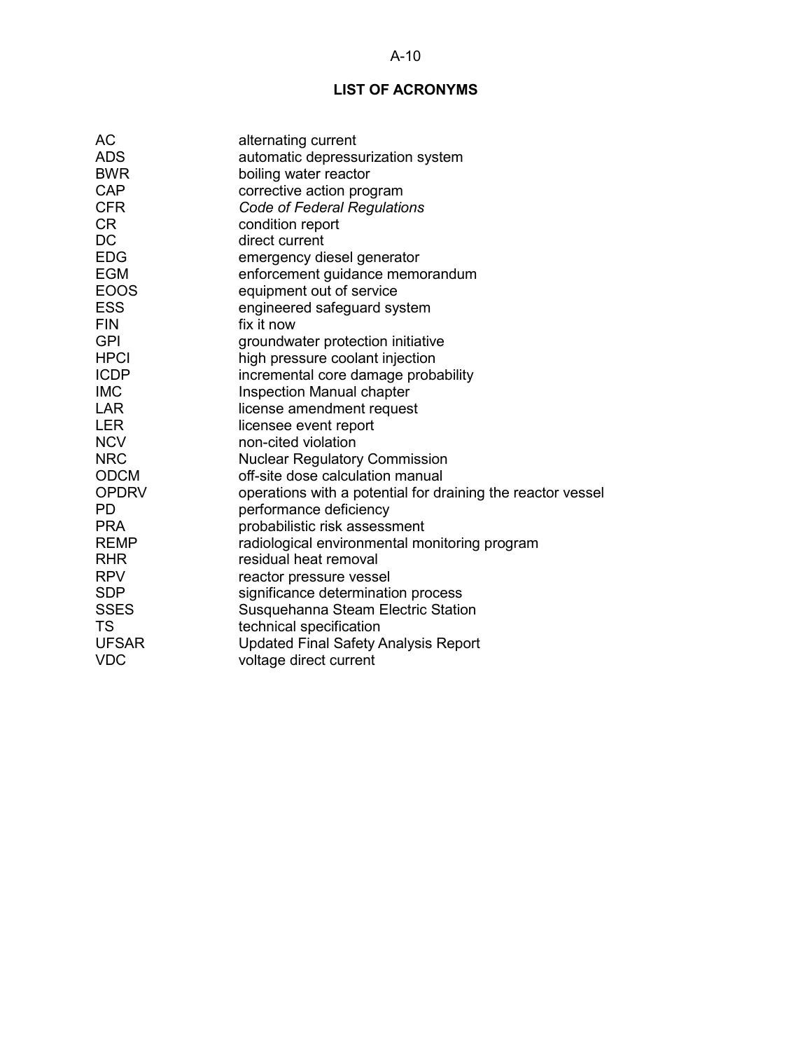## LIST OF ACRONYMS

| | |
|---|---|
| AC | alternating current |
| ADS | automatic depressurization system |
| BWR | boiling water reactor |
| CAP | corrective action program |
| CFR | *Code of Federal Regulations* |
| CR | condition report |
| DC | direct current |
| EDG | emergency diesel generator |
| EGM | enforcement guidance memorandum |
| EOOS | equipment out of service |
| ESS | engineered safeguard system |
| FIN | fix it now |
| GPI | groundwater protection initiative |
| HPCI | high pressure coolant injection |
| ICDP | incremental core damage probability |
| IMC | Inspection Manual chapter |
| LAR | license amendment request |
| LER | licensee event report |
| NCV | non-cited violation |
| NRC | Nuclear Regulatory Commission |
| ODCM | off-site dose calculation manual |
| OPDRV | operations with a potential for draining the reactor vessel |
| PD | performance deficiency |
| PRA | probabilistic risk assessment |
| REMP | radiological environmental monitoring program |
| RHR | residual heat removal |
| RPV | reactor pressure vessel |
| SDP | significance determination process |
| SSES | Susquehanna Steam Electric Station |
| TS | technical specification |
| UFSAR | Updated Final Safety Analysis Report |
| VDC | voltage direct current |